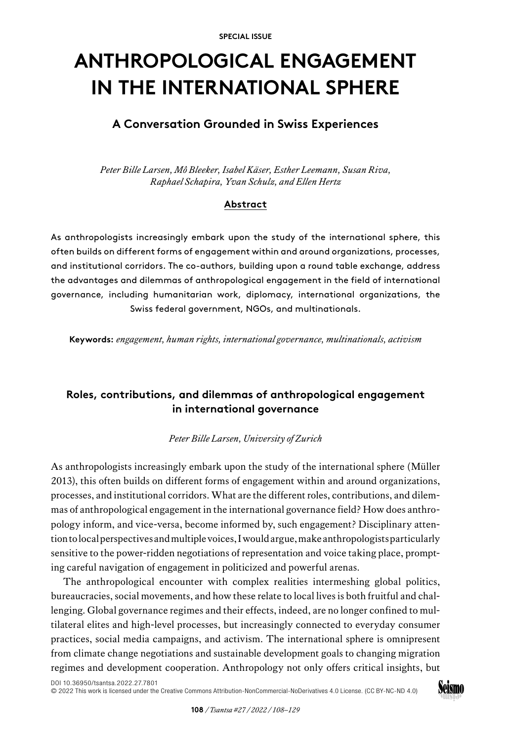SPECIAL ISSUE

# ANTHROPOLOGICAL ENGAGEMENT IN THE INTERNATIONAL SPHERE

## A Conversation Grounded in Swiss Experiences

*Peter Bille Larsen, Mô Bleeker, Isabel Käser, Esther Leemann, Susan Riva, Raphael Schapira, Yvan Schulz, and Ellen Hertz*

### Abstract

As anthropologists increasingly embark upon the study of the international sphere, this often builds on different forms of engagement within and around organizations, processes, and institutional corridors. The co-authors, building upon a round table exchange, address the advantages and dilemmas of anthropological engagement in the field of international governance, including humanitarian work, diplomacy, international organizations, the Swiss federal government, NGOs, and multinationals.

**Keywords:** *engagement, human rights, international governance, multinationals, activism*

### Roles, contributions, and dilemmas of anthropological engagement in international governance

*Peter Bille Larsen, University of Zurich*

As anthropologists increasingly embark upon the study of the international sphere (Müller 2013), this often builds on different forms of engagement within and around organizations, processes, and institutional corridors. What are the different roles, contributions, and dilemmas of anthropological engagement in the international governance field? How does anthropology inform, and vice-versa, become informed by, such engagement? Disciplinary attention to local perspectives and multiple voices, I would argue, make anthropologists particularly sensitive to the power-ridden negotiations of representation and voice taking place, prompting careful navigation of engagement in politicized and powerful arenas.

The anthropological encounter with complex realities intermeshing global politics, bureaucracies, social movements, and how these relate to local lives is both fruitful and challenging. Global governance regimes and their effects, indeed, are no longer confined to multilateral elites and high-level processes, but increasingly connected to everyday consumer practices, social media campaigns, and activism. The international sphere is omnipresent from climate change negotiations and sustainable development goals to changing migration regimes and development cooperation. Anthropology not only offers critical insights, but

DOI 10.36950/tsantsa.2022.27.7801
© 2022 This work is licensed under the Creative Commons Attribution-NonCommercial-NoDerivatives 4.0 License. (CC BY-NC-ND 4.0)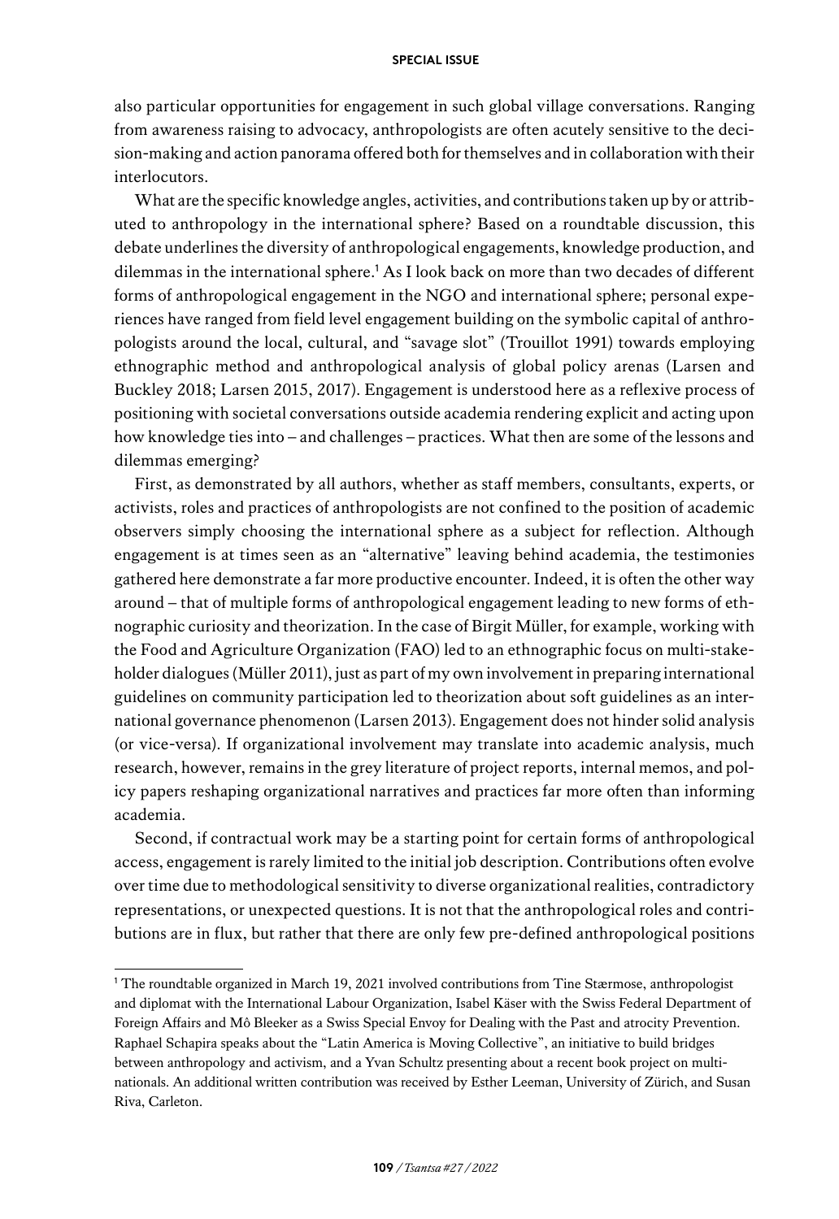also particular opportunities for engagement in such global village conversations. Ranging from awareness raising to advocacy, anthropologists are often acutely sensitive to the decision-making and action panorama offered both for themselves and in collaboration with their interlocutors.

What are the specific knowledge angles, activities, and contributions taken up by or attributed to anthropology in the international sphere? Based on a roundtable discussion, this debate underlines the diversity of anthropological engagements, knowledge production, and dilemmas in the international sphere.[1] As I look back on more than two decades of different forms of anthropological engagement in the NGO and international sphere; personal experiences have ranged from field level engagement building on the symbolic capital of anthropologists around the local, cultural, and "savage slot" (Trouillot 1991) towards employing ethnographic method and anthropological analysis of global policy arenas (Larsen and Buckley 2018; Larsen 2015, 2017). Engagement is understood here as a reflexive process of positioning with societal conversations outside academia rendering explicit and acting upon how knowledge ties into – and challenges – practices. What then are some of the lessons and dilemmas emerging?

First, as demonstrated by all authors, whether as staff members, consultants, experts, or activists, roles and practices of anthropologists are not confined to the position of academic observers simply choosing the international sphere as a subject for reflection. Although engagement is at times seen as an "alternative" leaving behind academia, the testimonies gathered here demonstrate a far more productive encounter. Indeed, it is often the other way around – that of multiple forms of anthropological engagement leading to new forms of ethnographic curiosity and theorization. In the case of Birgit Müller, for example, working with the Food and Agriculture Organization (FAO) led to an ethnographic focus on multi-stakeholder dialogues (Müller 2011), just as part of my own involvement in preparing international guidelines on community participation led to theorization about soft guidelines as an international governance phenomenon (Larsen 2013). Engagement does not hinder solid analysis (or vice-versa). If organizational involvement may translate into academic analysis, much research, however, remains in the grey literature of project reports, internal memos, and policy papers reshaping organizational narratives and practices far more often than informing academia.

Second, if contractual work may be a starting point for certain forms of anthropological access, engagement is rarely limited to the initial job description. Contributions often evolve over time due to methodological sensitivity to diverse organizational realities, contradictory representations, or unexpected questions. It is not that the anthropological roles and contributions are in flux, but rather that there are only few pre-defined anthropological positions

[1] The roundtable organized in March 19, 2021 involved contributions from Tine Stærmose, anthropologist and diplomat with the International Labour Organization, Isabel Käser with the Swiss Federal Department of Foreign Affairs and Mô Bleeker as a Swiss Special Envoy for Dealing with the Past and atrocity Prevention. Raphael Schapira speaks about the "Latin America is Moving Collective", an initiative to build bridges between anthropology and activism, and a Yvan Schultz presenting about a recent book project on multinationals. An additional written contribution was received by Esther Leeman, University of Zürich, and Susan Riva, Carleton.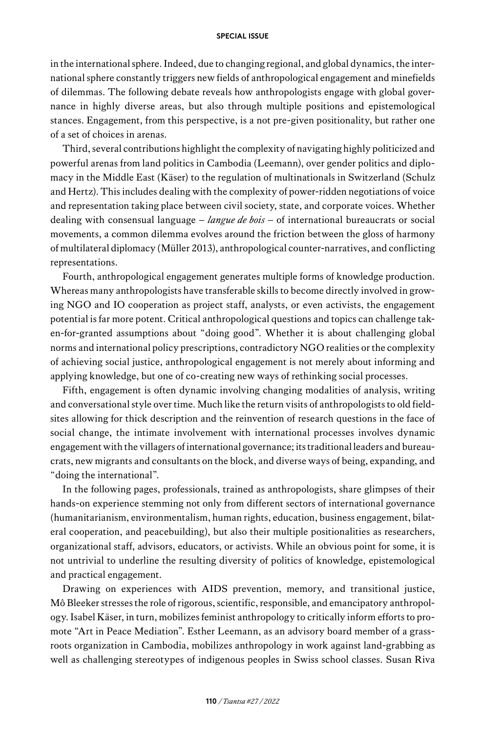in the international sphere. Indeed, due to changing regional, and global dynamics, the international sphere constantly triggers new fields of anthropological engagement and minefields of dilemmas. The following debate reveals how anthropologists engage with global governance in highly diverse areas, but also through multiple positions and epistemological stances. Engagement, from this perspective, is a not pre-given positionality, but rather one of a set of choices in arenas.

Third, several contributions highlight the complexity of navigating highly politicized and powerful arenas from land politics in Cambodia (Leemann), over gender politics and diplomacy in the Middle East (Käser) to the regulation of multinationals in Switzerland (Schulz and Hertz). This includes dealing with the complexity of power-ridden negotiations of voice and representation taking place between civil society, state, and corporate voices. Whether dealing with consensual language – *langue de bois* – of international bureaucrats or social movements, a common dilemma evolves around the friction between the gloss of harmony of multilateral diplomacy (Müller 2013), anthropological counter-narratives, and conflicting representations.

Fourth, anthropological engagement generates multiple forms of knowledge production. Whereas many anthropologists have transferable skills to become directly involved in growing NGO and IO cooperation as project staff, analysts, or even activists, the engagement potential is far more potent. Critical anthropological questions and topics can challenge taken-for-granted assumptions about "doing good". Whether it is about challenging global norms and international policy prescriptions, contradictory NGO realities or the complexity of achieving social justice, anthropological engagement is not merely about informing and applying knowledge, but one of co-creating new ways of rethinking social processes.

Fifth, engagement is often dynamic involving changing modalities of analysis, writing and conversational style over time. Much like the return visits of anthropologists to old fieldsites allowing for thick description and the reinvention of research questions in the face of social change, the intimate involvement with international processes involves dynamic engagement with the villagers of international governance; its traditional leaders and bureaucrats, new migrants and consultants on the block, and diverse ways of being, expanding, and "doing the international".

In the following pages, professionals, trained as anthropologists, share glimpses of their hands-on experience stemming not only from different sectors of international governance (humanitarianism, environmentalism, human rights, education, business engagement, bilateral cooperation, and peacebuilding), but also their multiple positionalities as researchers, organizational staff, advisors, educators, or activists. While an obvious point for some, it is not untrivial to underline the resulting diversity of politics of knowledge, epistemological and practical engagement.

Drawing on experiences with AIDS prevention, memory, and transitional justice, Mô Bleeker stresses the role of rigorous, scientific, responsible, and emancipatory anthropology. Isabel Käser, in turn, mobilizes feminist anthropology to critically inform efforts to promote "Art in Peace Mediation". Esther Leemann, as an advisory board member of a grassroots organization in Cambodia, mobilizes anthropology in work against land-grabbing as well as challenging stereotypes of indigenous peoples in Swiss school classes. Susan Riva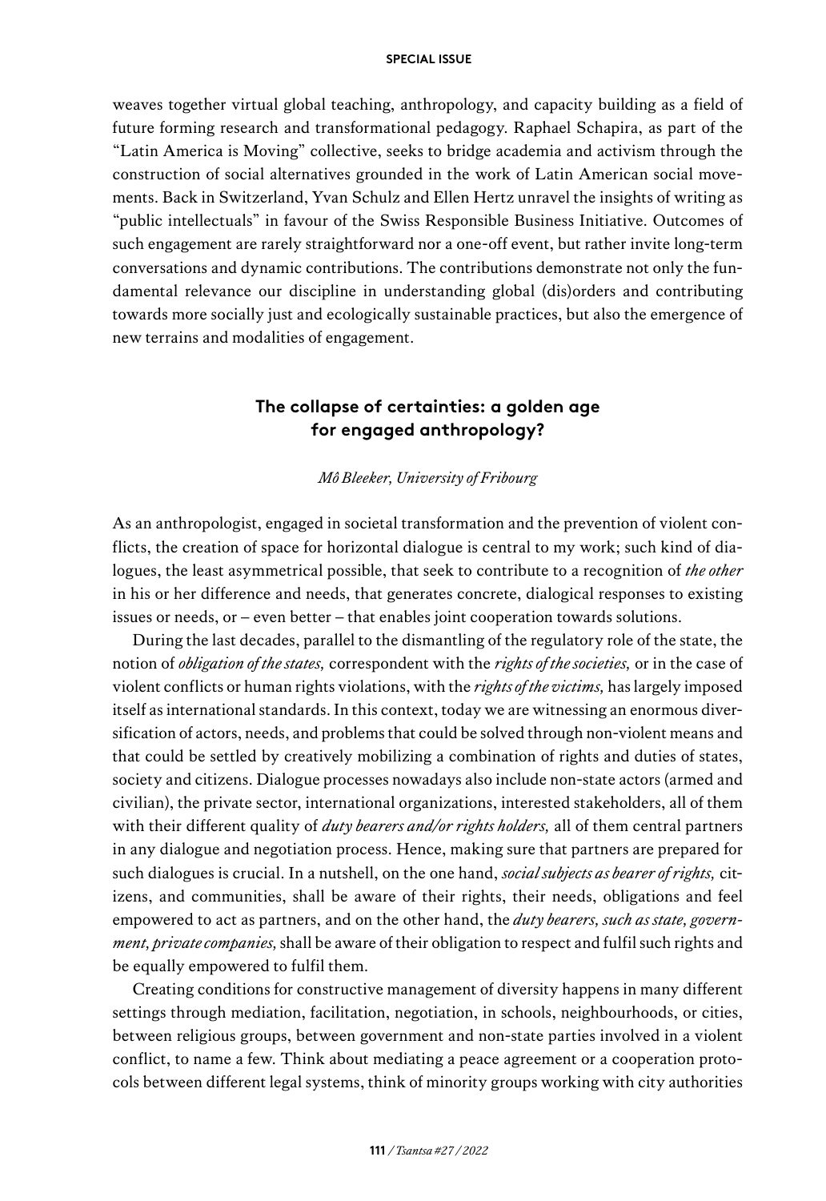weaves together virtual global teaching, anthropology, and capacity building as a field of future forming research and transformational pedagogy. Raphael Schapira, as part of the "Latin America is Moving" collective, seeks to bridge academia and activism through the construction of social alternatives grounded in the work of Latin American social movements. Back in Switzerland, Yvan Schulz and Ellen Hertz unravel the insights of writing as "public intellectuals" in favour of the Swiss Responsible Business Initiative. Outcomes of such engagement are rarely straightforward nor a one-off event, but rather invite long-term conversations and dynamic contributions. The contributions demonstrate not only the fundamental relevance our discipline in understanding global (dis)orders and contributing towards more socially just and ecologically sustainable practices, but also the emergence of new terrains and modalities of engagement.

## The collapse of certainties: a golden age for engaged anthropology?

*Mô Bleeker, University of Fribourg*

As an anthropologist, engaged in societal transformation and the prevention of violent conflicts, the creation of space for horizontal dialogue is central to my work; such kind of dialogues, the least asymmetrical possible, that seek to contribute to a recognition of *the other* in his or her difference and needs, that generates concrete, dialogical responses to existing issues or needs, or – even better – that enables joint cooperation towards solutions.

During the last decades, parallel to the dismantling of the regulatory role of the state, the notion of *obligation of the states,* correspondent with the *rights of the societies,* or in the case of violent conflicts or human rights violations, with the *rights of the victims,* has largely imposed itself as international standards. In this context, today we are witnessing an enormous diversification of actors, needs, and problems that could be solved through non-violent means and that could be settled by creatively mobilizing a combination of rights and duties of states, society and citizens. Dialogue processes nowadays also include non-state actors (armed and civilian), the private sector, international organizations, interested stakeholders, all of them with their different quality of *duty bearers and/or rights holders,* all of them central partners in any dialogue and negotiation process. Hence, making sure that partners are prepared for such dialogues is crucial. In a nutshell, on the one hand, *social subjects as bearer of rights,* citizens, and communities, shall be aware of their rights, their needs, obligations and feel empowered to act as partners, and on the other hand, the *duty bearers, such as state, government, private companies,* shall be aware of their obligation to respect and fulfil such rights and be equally empowered to fulfil them.

Creating conditions for constructive management of diversity happens in many different settings through mediation, facilitation, negotiation, in schools, neighbourhoods, or cities, between religious groups, between government and non-state parties involved in a violent conflict, to name a few. Think about mediating a peace agreement or a cooperation protocols between different legal systems, think of minority groups working with city authorities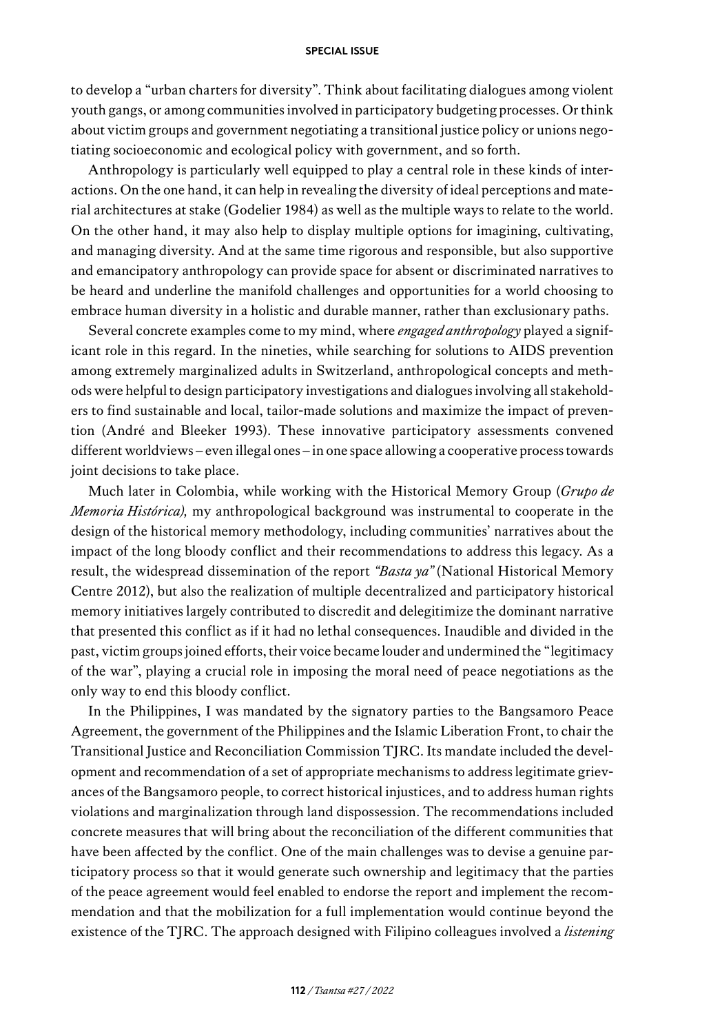to develop a "urban charters for diversity". Think about facilitating dialogues among violent youth gangs, or among communities involved in participatory budgeting processes. Or think about victim groups and government negotiating a transitional justice policy or unions negotiating socioeconomic and ecological policy with government, and so forth.

Anthropology is particularly well equipped to play a central role in these kinds of interactions. On the one hand, it can help in revealing the diversity of ideal perceptions and material architectures at stake (Godelier 1984) as well as the multiple ways to relate to the world. On the other hand, it may also help to display multiple options for imagining, cultivating, and managing diversity. And at the same time rigorous and responsible, but also supportive and emancipatory anthropology can provide space for absent or discriminated narratives to be heard and underline the manifold challenges and opportunities for a world choosing to embrace human diversity in a holistic and durable manner, rather than exclusionary paths.

Several concrete examples come to my mind, where *engaged anthropology* played a significant role in this regard. In the nineties, while searching for solutions to AIDS prevention among extremely marginalized adults in Switzerland, anthropological concepts and methods were helpful to design participatory investigations and dialogues involving all stakeholders to find sustainable and local, tailor-made solutions and maximize the impact of prevention (André and Bleeker 1993). These innovative participatory assessments convened different worldviews – even illegal ones – in one space allowing a cooperative process towards joint decisions to take place.

Much later in Colombia, while working with the Historical Memory Group (*Grupo de Memoria Histórica),* my anthropological background was instrumental to cooperate in the design of the historical memory methodology, including communities' narratives about the impact of the long bloody conflict and their recommendations to address this legacy. As a result, the widespread dissemination of the report *"Basta ya"* (National Historical Memory Centre 2012), but also the realization of multiple decentralized and participatory historical memory initiatives largely contributed to discredit and delegitimize the dominant narrative that presented this conflict as if it had no lethal consequences. Inaudible and divided in the past, victim groups joined efforts, their voice became louder and undermined the "legitimacy of the war", playing a crucial role in imposing the moral need of peace negotiations as the only way to end this bloody conflict.

In the Philippines, I was mandated by the signatory parties to the Bangsamoro Peace Agreement, the government of the Philippines and the Islamic Liberation Front, to chair the Transitional Justice and Reconciliation Commission TJRC. Its mandate included the development and recommendation of a set of appropriate mechanisms to address legitimate grievances of the Bangsamoro people, to correct historical injustices, and to address human rights violations and marginalization through land dispossession. The recommendations included concrete measures that will bring about the reconciliation of the different communities that have been affected by the conflict. One of the main challenges was to devise a genuine participatory process so that it would generate such ownership and legitimacy that the parties of the peace agreement would feel enabled to endorse the report and implement the recommendation and that the mobilization for a full implementation would continue beyond the existence of the TJRC. The approach designed with Filipino colleagues involved a *listening*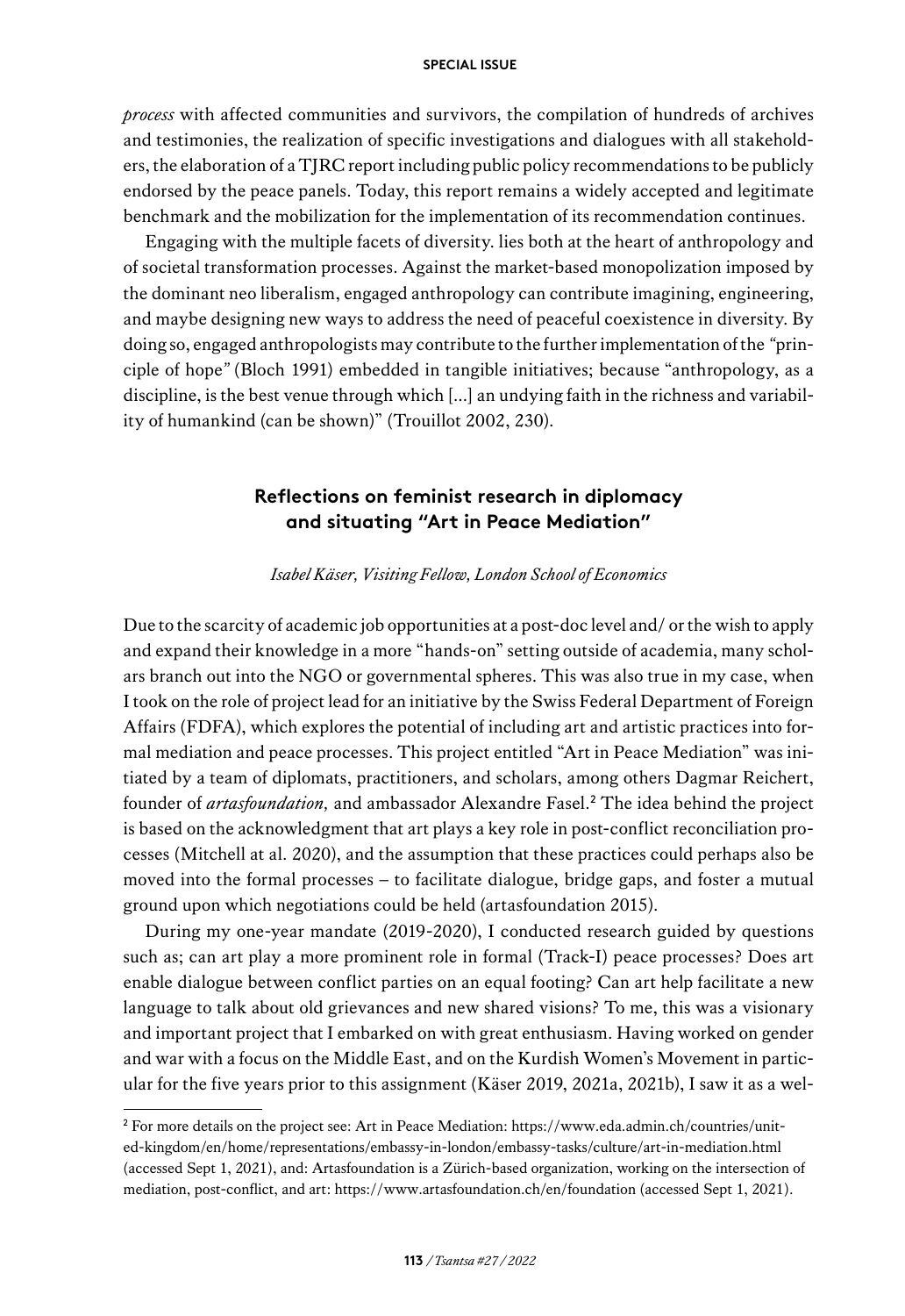*process* with affected communities and survivors, the compilation of hundreds of archives and testimonies, the realization of specific investigations and dialogues with all stakeholders, the elaboration of a TJRC report including public policy recommendations to be publicly endorsed by the peace panels. Today, this report remains a widely accepted and legitimate benchmark and the mobilization for the implementation of its recommendation continues.

Engaging with the multiple facets of diversity. lies both at the heart of anthropology and of societal transformation processes. Against the market-based monopolization imposed by the dominant neo liberalism, engaged anthropology can contribute imagining, engineering, and maybe designing new ways to address the need of peaceful coexistence in diversity. By doing so, engaged anthropologists may contribute to the further implementation of the "principle of hope" (Bloch 1991) embedded in tangible initiatives; because "anthropology, as a discipline, is the best venue through which [...] an undying faith in the richness and variability of humankind (can be shown)" (Trouillot 2002, 230).

## Reflections on feminist research in diplomacy and situating "Art in Peace Mediation"

*Isabel Käser, Visiting Fellow, London School of Economics*

Due to the scarcity of academic job opportunities at a post-doc level and/ or the wish to apply and expand their knowledge in a more "hands-on" setting outside of academia, many scholars branch out into the NGO or governmental spheres. This was also true in my case, when I took on the role of project lead for an initiative by the Swiss Federal Department of Foreign Affairs (FDFA), which explores the potential of including art and artistic practices into formal mediation and peace processes. This project entitled "Art in Peace Mediation" was initiated by a team of diplomats, practitioners, and scholars, among others Dagmar Reichert, founder of *artasfoundation,* and ambassador Alexandre Fasel.[2] The idea behind the project is based on the acknowledgment that art plays a key role in post-conflict reconciliation processes (Mitchell at al. 2020), and the assumption that these practices could perhaps also be moved into the formal processes – to facilitate dialogue, bridge gaps, and foster a mutual ground upon which negotiations could be held (artasfoundation 2015).

During my one-year mandate (2019-2020), I conducted research guided by questions such as; can art play a more prominent role in formal (Track-I) peace processes? Does art enable dialogue between conflict parties on an equal footing? Can art help facilitate a new language to talk about old grievances and new shared visions? To me, this was a visionary and important project that I embarked on with great enthusiasm. Having worked on gender and war with a focus on the Middle East, and on the Kurdish Women's Movement in particular for the five years prior to this assignment (Käser 2019, 2021a, 2021b), I saw it as a wel-

[2] For more details on the project see: Art in Peace Mediation: https://www.eda.admin.ch/countries/united-kingdom/en/home/representations/embassy-in-london/embassy-tasks/culture/art-in-mediation.html (accessed Sept 1, 2021), and: Artasfoundation is a Zürich-based organization, working on the intersection of mediation, post-conflict, and art: https://www.artasfoundation.ch/en/foundation (accessed Sept 1, 2021).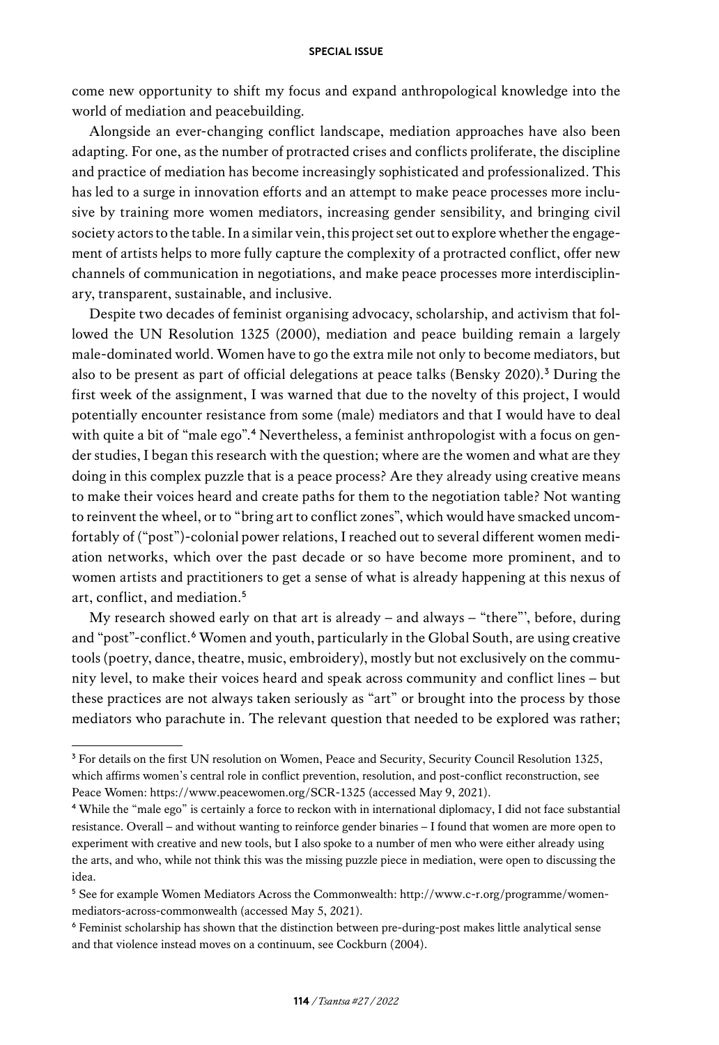come new opportunity to shift my focus and expand anthropological knowledge into the world of mediation and peacebuilding.

Alongside an ever-changing conflict landscape, mediation approaches have also been adapting. For one, as the number of protracted crises and conflicts proliferate, the discipline and practice of mediation has become increasingly sophisticated and professionalized. This has led to a surge in innovation efforts and an attempt to make peace processes more inclusive by training more women mediators, increasing gender sensibility, and bringing civil society actors to the table. In a similar vein, this project set out to explore whether the engagement of artists helps to more fully capture the complexity of a protracted conflict, offer new channels of communication in negotiations, and make peace processes more interdisciplinary, transparent, sustainable, and inclusive.

Despite two decades of feminist organising advocacy, scholarship, and activism that followed the UN Resolution 1325 (2000), mediation and peace building remain a largely male-dominated world. Women have to go the extra mile not only to become mediators, but also to be present as part of official delegations at peace talks (Bensky 2020).[3] During the first week of the assignment, I was warned that due to the novelty of this project, I would potentially encounter resistance from some (male) mediators and that I would have to deal with quite a bit of "male ego".[4] Nevertheless, a feminist anthropologist with a focus on gender studies, I began this research with the question; where are the women and what are they doing in this complex puzzle that is a peace process? Are they already using creative means to make their voices heard and create paths for them to the negotiation table? Not wanting to reinvent the wheel, or to "bring art to conflict zones", which would have smacked uncomfortably of ("post")-colonial power relations, I reached out to several different women mediation networks, which over the past decade or so have become more prominent, and to women artists and practitioners to get a sense of what is already happening at this nexus of art, conflict, and mediation.[5]

My research showed early on that art is already – and always – "there"', before, during and "post"-conflict.[6] Women and youth, particularly in the Global South, are using creative tools (poetry, dance, theatre, music, embroidery), mostly but not exclusively on the community level, to make their voices heard and speak across community and conflict lines – but these practices are not always taken seriously as "art" or brought into the process by those mediators who parachute in. The relevant question that needed to be explored was rather;

[3] For details on the first UN resolution on Women, Peace and Security, Security Council Resolution 1325, which affirms women's central role in conflict prevention, resolution, and post-conflict reconstruction, see Peace Women: https://www.peacewomen.org/SCR-1325 (accessed May 9, 2021).

[4] While the "male ego" is certainly a force to reckon with in international diplomacy, I did not face substantial resistance. Overall – and without wanting to reinforce gender binaries – I found that women are more open to experiment with creative and new tools, but I also spoke to a number of men who were either already using the arts, and who, while not think this was the missing puzzle piece in mediation, were open to discussing the idea.

[5] See for example Women Mediators Across the Commonwealth: http://www.c-r.org/programme/women-mediators-across-commonwealth (accessed May 5, 2021).

[6] Feminist scholarship has shown that the distinction between pre-during-post makes little analytical sense and that violence instead moves on a continuum, see Cockburn (2004).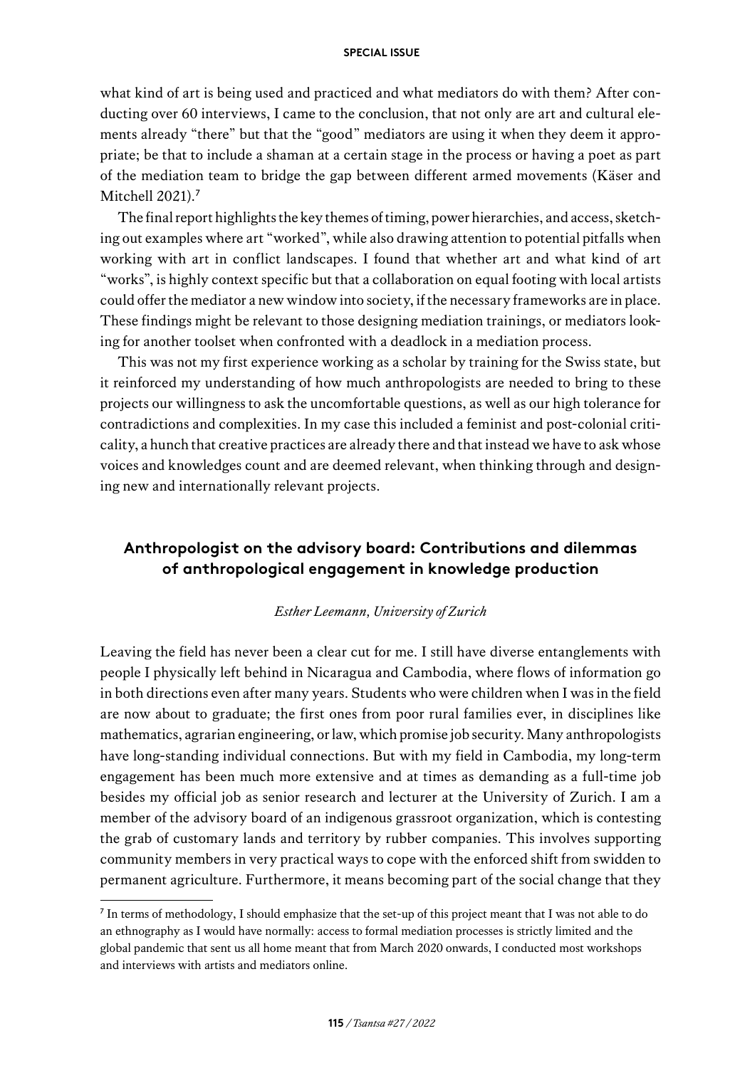what kind of art is being used and practiced and what mediators do with them? After conducting over 60 interviews, I came to the conclusion, that not only are art and cultural elements already "there" but that the "good" mediators are using it when they deem it appropriate; be that to include a shaman at a certain stage in the process or having a poet as part of the mediation team to bridge the gap between different armed movements (Käser and Mitchell 2021).[7]

The final report highlights the key themes of timing, power hierarchies, and access, sketching out examples where art "worked", while also drawing attention to potential pitfalls when working with art in conflict landscapes. I found that whether art and what kind of art "works", is highly context specific but that a collaboration on equal footing with local artists could offer the mediator a new window into society, if the necessary frameworks are in place. These findings might be relevant to those designing mediation trainings, or mediators looking for another toolset when confronted with a deadlock in a mediation process.

This was not my first experience working as a scholar by training for the Swiss state, but it reinforced my understanding of how much anthropologists are needed to bring to these projects our willingness to ask the uncomfortable questions, as well as our high tolerance for contradictions and complexities. In my case this included a feminist and post-colonial criticality, a hunch that creative practices are already there and that instead we have to ask whose voices and knowledges count and are deemed relevant, when thinking through and designing new and internationally relevant projects.

## Anthropologist on the advisory board: Contributions and dilemmas of anthropological engagement in knowledge production

*Esther Leemann, University of Zurich*

Leaving the field has never been a clear cut for me. I still have diverse entanglements with people I physically left behind in Nicaragua and Cambodia, where flows of information go in both directions even after many years. Students who were children when I was in the field are now about to graduate; the first ones from poor rural families ever, in disciplines like mathematics, agrarian engineering, or law, which promise job security. Many anthropologists have long-standing individual connections. But with my field in Cambodia, my long-term engagement has been much more extensive and at times as demanding as a full-time job besides my official job as senior research and lecturer at the University of Zurich. I am a member of the advisory board of an indigenous grassroot organization, which is contesting the grab of customary lands and territory by rubber companies. This involves supporting community members in very practical ways to cope with the enforced shift from swidden to permanent agriculture. Furthermore, it means becoming part of the social change that they

[7] In terms of methodology, I should emphasize that the set-up of this project meant that I was not able to do an ethnography as I would have normally: access to formal mediation processes is strictly limited and the global pandemic that sent us all home meant that from March 2020 onwards, I conducted most workshops and interviews with artists and mediators online.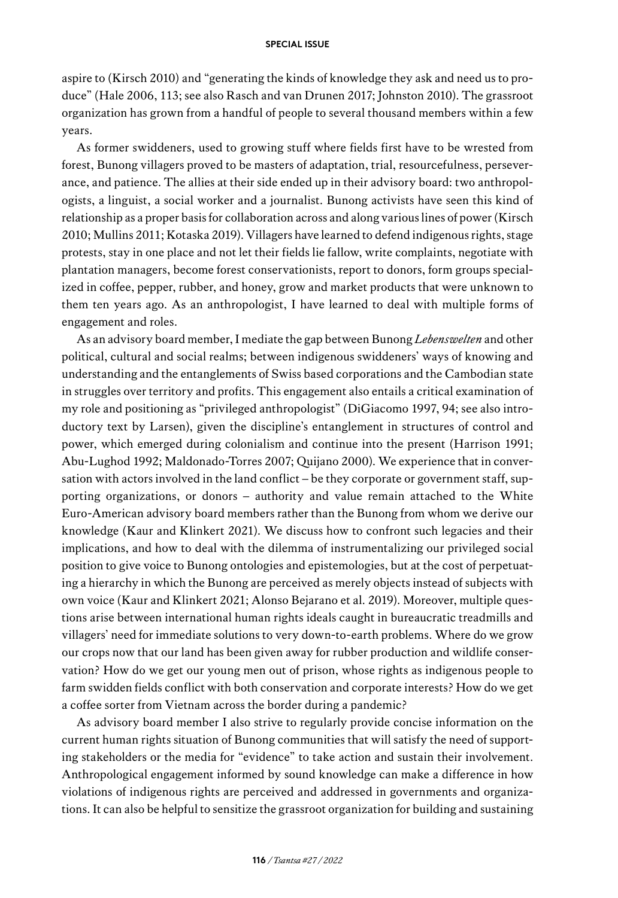aspire to (Kirsch 2010) and "generating the kinds of knowledge they ask and need us to produce" (Hale 2006, 113; see also Rasch and van Drunen 2017; Johnston 2010). The grassroot organization has grown from a handful of people to several thousand members within a few years.

As former swiddeners, used to growing stuff where fields first have to be wrested from forest, Bunong villagers proved to be masters of adaptation, trial, resourcefulness, perseverance, and patience. The allies at their side ended up in their advisory board: two anthropologists, a linguist, a social worker and a journalist. Bunong activists have seen this kind of relationship as a proper basis for collaboration across and along various lines of power (Kirsch 2010; Mullins 2011; Kotaska 2019). Villagers have learned to defend indigenous rights, stage protests, stay in one place and not let their fields lie fallow, write complaints, negotiate with plantation managers, become forest conservationists, report to donors, form groups specialized in coffee, pepper, rubber, and honey, grow and market products that were unknown to them ten years ago. As an anthropologist, I have learned to deal with multiple forms of engagement and roles.

As an advisory board member, I mediate the gap between Bunong *Lebenswelten* and other political, cultural and social realms; between indigenous swiddeners' ways of knowing and understanding and the entanglements of Swiss based corporations and the Cambodian state in struggles over territory and profits. This engagement also entails a critical examination of my role and positioning as "privileged anthropologist" (DiGiacomo 1997, 94; see also introductory text by Larsen), given the discipline's entanglement in structures of control and power, which emerged during colonialism and continue into the present (Harrison 1991; Abu-Lughod 1992; Maldonado-Torres 2007; Quijano 2000). We experience that in conversation with actors involved in the land conflict – be they corporate or government staff, supporting organizations, or donors – authority and value remain attached to the White Euro-American advisory board members rather than the Bunong from whom we derive our knowledge (Kaur and Klinkert 2021). We discuss how to confront such legacies and their implications, and how to deal with the dilemma of instrumentalizing our privileged social position to give voice to Bunong ontologies and epistemologies, but at the cost of perpetuating a hierarchy in which the Bunong are perceived as merely objects instead of subjects with own voice (Kaur and Klinkert 2021; Alonso Bejarano et al. 2019). Moreover, multiple questions arise between international human rights ideals caught in bureaucratic treadmills and villagers' need for immediate solutions to very down-to-earth problems. Where do we grow our crops now that our land has been given away for rubber production and wildlife conservation? How do we get our young men out of prison, whose rights as indigenous people to farm swidden fields conflict with both conservation and corporate interests? How do we get a coffee sorter from Vietnam across the border during a pandemic?

As advisory board member I also strive to regularly provide concise information on the current human rights situation of Bunong communities that will satisfy the need of supporting stakeholders or the media for "evidence" to take action and sustain their involvement. Anthropological engagement informed by sound knowledge can make a difference in how violations of indigenous rights are perceived and addressed in governments and organizations. It can also be helpful to sensitize the grassroot organization for building and sustaining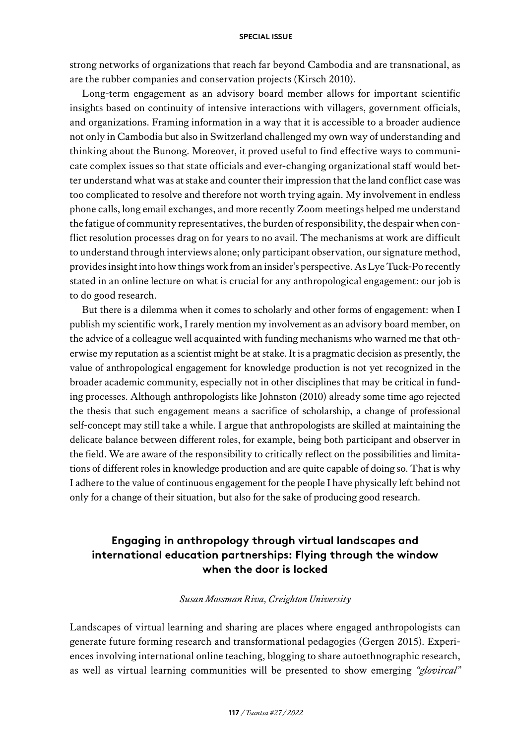strong networks of organizations that reach far beyond Cambodia and are transnational, as are the rubber companies and conservation projects (Kirsch 2010).

Long-term engagement as an advisory board member allows for important scientific insights based on continuity of intensive interactions with villagers, government officials, and organizations. Framing information in a way that it is accessible to a broader audience not only in Cambodia but also in Switzerland challenged my own way of understanding and thinking about the Bunong. Moreover, it proved useful to find effective ways to communicate complex issues so that state officials and ever-changing organizational staff would better understand what was at stake and counter their impression that the land conflict case was too complicated to resolve and therefore not worth trying again. My involvement in endless phone calls, long email exchanges, and more recently Zoom meetings helped me understand the fatigue of community representatives, the burden of responsibility, the despair when conflict resolution processes drag on for years to no avail. The mechanisms at work are difficult to understand through interviews alone; only participant observation, our signature method, provides insight into how things work from an insider's perspective. As Lye Tuck-Po recently stated in an online lecture on what is crucial for any anthropological engagement: our job is to do good research.

But there is a dilemma when it comes to scholarly and other forms of engagement: when I publish my scientific work, I rarely mention my involvement as an advisory board member, on the advice of a colleague well acquainted with funding mechanisms who warned me that otherwise my reputation as a scientist might be at stake. It is a pragmatic decision as presently, the value of anthropological engagement for knowledge production is not yet recognized in the broader academic community, especially not in other disciplines that may be critical in funding processes. Although anthropologists like Johnston (2010) already some time ago rejected the thesis that such engagement means a sacrifice of scholarship, a change of professional self-concept may still take a while. I argue that anthropologists are skilled at maintaining the delicate balance between different roles, for example, being both participant and observer in the field. We are aware of the responsibility to critically reflect on the possibilities and limitations of different roles in knowledge production and are quite capable of doing so. That is why I adhere to the value of continuous engagement for the people I have physically left behind not only for a change of their situation, but also for the sake of producing good research.

## Engaging in anthropology through virtual landscapes and international education partnerships: Flying through the window when the door is locked

*Susan Mossman Riva, Creighton University*

Landscapes of virtual learning and sharing are places where engaged anthropologists can generate future forming research and transformational pedagogies (Gergen 2015). Experiences involving international online teaching, blogging to share autoethnographic research, as well as virtual learning communities will be presented to show emerging *"glovircal"*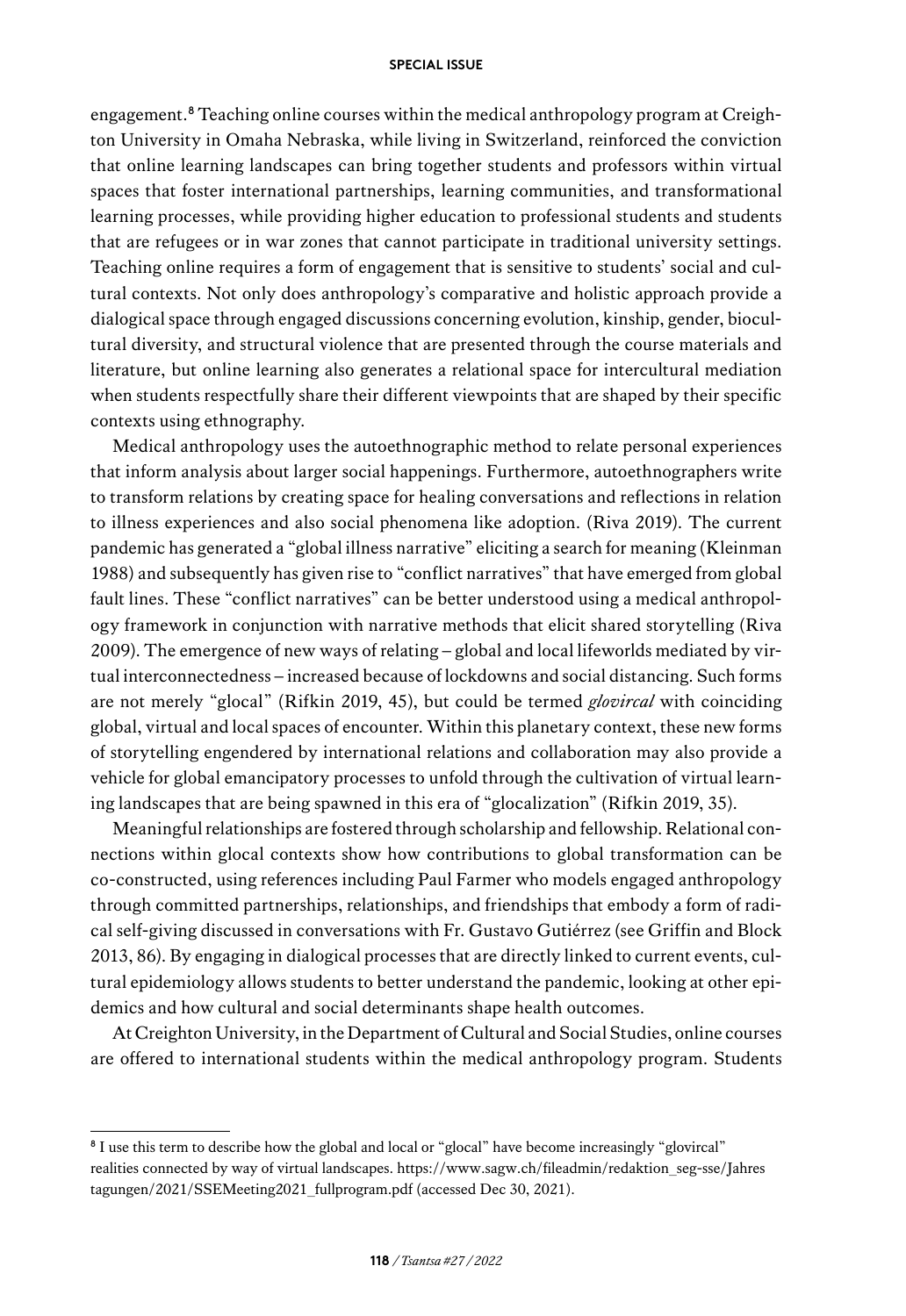engagement.[8] Teaching online courses within the medical anthropology program at Creighton University in Omaha Nebraska, while living in Switzerland, reinforced the conviction that online learning landscapes can bring together students and professors within virtual spaces that foster international partnerships, learning communities, and transformational learning processes, while providing higher education to professional students and students that are refugees or in war zones that cannot participate in traditional university settings. Teaching online requires a form of engagement that is sensitive to students' social and cultural contexts. Not only does anthropology's comparative and holistic approach provide a dialogical space through engaged discussions concerning evolution, kinship, gender, biocultural diversity, and structural violence that are presented through the course materials and literature, but online learning also generates a relational space for intercultural mediation when students respectfully share their different viewpoints that are shaped by their specific contexts using ethnography.

Medical anthropology uses the autoethnographic method to relate personal experiences that inform analysis about larger social happenings. Furthermore, autoethnographers write to transform relations by creating space for healing conversations and reflections in relation to illness experiences and also social phenomena like adoption. (Riva 2019). The current pandemic has generated a "global illness narrative" eliciting a search for meaning (Kleinman 1988) and subsequently has given rise to "conflict narratives" that have emerged from global fault lines. These "conflict narratives" can be better understood using a medical anthropology framework in conjunction with narrative methods that elicit shared storytelling (Riva 2009). The emergence of new ways of relating – global and local lifeworlds mediated by virtual interconnectedness – increased because of lockdowns and social distancing. Such forms are not merely "glocal" (Rifkin 2019, 45), but could be termed *glovircal* with coinciding global, virtual and local spaces of encounter. Within this planetary context, these new forms of storytelling engendered by international relations and collaboration may also provide a vehicle for global emancipatory processes to unfold through the cultivation of virtual learning landscapes that are being spawned in this era of "glocalization" (Rifkin 2019, 35).

Meaningful relationships are fostered through scholarship and fellowship. Relational connections within glocal contexts show how contributions to global transformation can be co-constructed, using references including Paul Farmer who models engaged anthropology through committed partnerships, relationships, and friendships that embody a form of radical self-giving discussed in conversations with Fr. Gustavo Gutiérrez (see Griffin and Block 2013, 86). By engaging in dialogical processes that are directly linked to current events, cultural epidemiology allows students to better understand the pandemic, looking at other epidemics and how cultural and social determinants shape health outcomes.

At Creighton University, in the Department of Cultural and Social Studies, online courses are offered to international students within the medical anthropology program. Students

---

[8] I use this term to describe how the global and local or "glocal" have become increasingly "glovircal" realities connected by way of virtual landscapes. https://www.sagw.ch/fileadmin/redaktion_seg-sse/Jahrestagungen/2021/SSEMeeting2021_fullprogram.pdf (accessed Dec 30, 2021).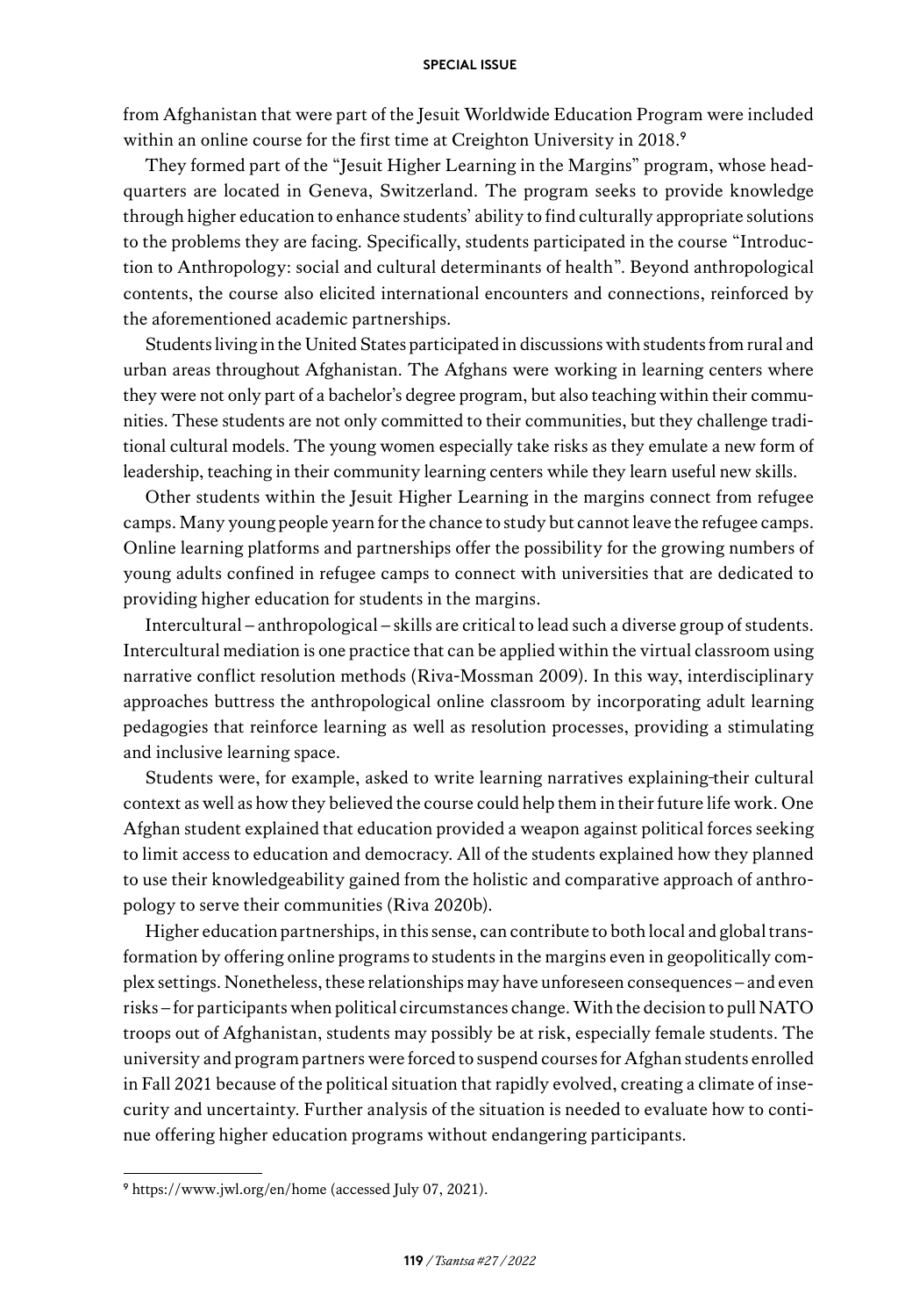from Afghanistan that were part of the Jesuit Worldwide Education Program were included within an online course for the first time at Creighton University in 2018.[9]

They formed part of the "Jesuit Higher Learning in the Margins" program, whose headquarters are located in Geneva, Switzerland. The program seeks to provide knowledge through higher education to enhance students' ability to find culturally appropriate solutions to the problems they are facing. Specifically, students participated in the course "Introduction to Anthropology: social and cultural determinants of health". Beyond anthropological contents, the course also elicited international encounters and connections, reinforced by the aforementioned academic partnerships.

Students living in the United States participated in discussions with students from rural and urban areas throughout Afghanistan. The Afghans were working in learning centers where they were not only part of a bachelor's degree program, but also teaching within their communities. These students are not only committed to their communities, but they challenge traditional cultural models. The young women especially take risks as they emulate a new form of leadership, teaching in their community learning centers while they learn useful new skills.

Other students within the Jesuit Higher Learning in the margins connect from refugee camps. Many young people yearn for the chance to study but cannot leave the refugee camps. Online learning platforms and partnerships offer the possibility for the growing numbers of young adults confined in refugee camps to connect with universities that are dedicated to providing higher education for students in the margins.

Intercultural – anthropological – skills are critical to lead such a diverse group of students. Intercultural mediation is one practice that can be applied within the virtual classroom using narrative conflict resolution methods (Riva-Mossman 2009). In this way, interdisciplinary approaches buttress the anthropological online classroom by incorporating adult learning pedagogies that reinforce learning as well as resolution processes, providing a stimulating and inclusive learning space.

Students were, for example, asked to write learning narratives explaining their cultural context as well as how they believed the course could help them in their future life work. One Afghan student explained that education provided a weapon against political forces seeking to limit access to education and democracy. All of the students explained how they planned to use their knowledgeability gained from the holistic and comparative approach of anthropology to serve their communities (Riva 2020b).

Higher education partnerships, in this sense, can contribute to both local and global transformation by offering online programs to students in the margins even in geopolitically complex settings. Nonetheless, these relationships may have unforeseen consequences – and even risks – for participants when political circumstances change. With the decision to pull NATO troops out of Afghanistan, students may possibly be at risk, especially female students. The university and program partners were forced to suspend courses for Afghan students enrolled in Fall 2021 because of the political situation that rapidly evolved, creating a climate of insecurity and uncertainty. Further analysis of the situation is needed to evaluate how to continue offering higher education programs without endangering participants.

[9] https://www.jwl.org/en/home (accessed July 07, 2021).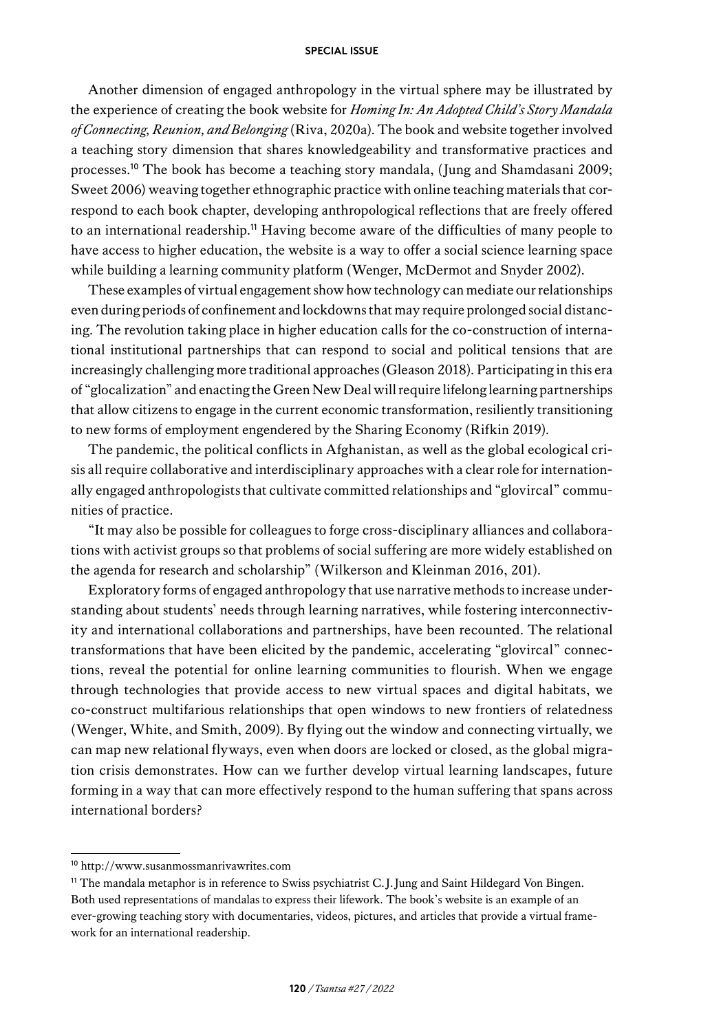Another dimension of engaged anthropology in the virtual sphere may be illustrated by the experience of creating the book website for *Homing In: An Adopted Child's Story Mandala of Connecting, Reunion, and Belonging* (Riva, 2020a). The book and website together involved a teaching story dimension that shares knowledgeability and transformative practices and processes.[10] The book has become a teaching story mandala, (Jung and Shamdasani 2009; Sweet 2006) weaving together ethnographic practice with online teaching materials that correspond to each book chapter, developing anthropological reflections that are freely offered to an international readership.[11] Having become aware of the difficulties of many people to have access to higher education, the website is a way to offer a social science learning space while building a learning community platform (Wenger, McDermot and Snyder 2002).

These examples of virtual engagement show how technology can mediate our relationships even during periods of confinement and lockdowns that may require prolonged social distancing. The revolution taking place in higher education calls for the co-construction of international institutional partnerships that can respond to social and political tensions that are increasingly challenging more traditional approaches (Gleason 2018). Participating in this era of "glocalization" and enacting the Green New Deal will require lifelong learning partnerships that allow citizens to engage in the current economic transformation, resiliently transitioning to new forms of employment engendered by the Sharing Economy (Rifkin 2019).

The pandemic, the political conflicts in Afghanistan, as well as the global ecological crisis all require collaborative and interdisciplinary approaches with a clear role for internationally engaged anthropologists that cultivate committed relationships and "glovircal" communities of practice.

"It may also be possible for colleagues to forge cross-disciplinary alliances and collaborations with activist groups so that problems of social suffering are more widely established on the agenda for research and scholarship" (Wilkerson and Kleinman 2016, 201).

Exploratory forms of engaged anthropology that use narrative methods to increase understanding about students' needs through learning narratives, while fostering interconnectivity and international collaborations and partnerships, have been recounted. The relational transformations that have been elicited by the pandemic, accelerating "glovircal" connections, reveal the potential for online learning communities to flourish. When we engage through technologies that provide access to new virtual spaces and digital habitats, we co-construct multifarious relationships that open windows to new frontiers of relatedness (Wenger, White, and Smith, 2009). By flying out the window and connecting virtually, we can map new relational flyways, even when doors are locked or closed, as the global migration crisis demonstrates. How can we further develop virtual learning landscapes, future forming in a way that can more effectively respond to the human suffering that spans across international borders?

---

[10] http://www.susanmossmanrivawrites.com

[11] The mandala metaphor is in reference to Swiss psychiatrist C. J. Jung and Saint Hildegard Von Bingen. Both used representations of mandalas to express their lifework. The book's website is an example of an ever-growing teaching story with documentaries, videos, pictures, and articles that provide a virtual framework for an international readership.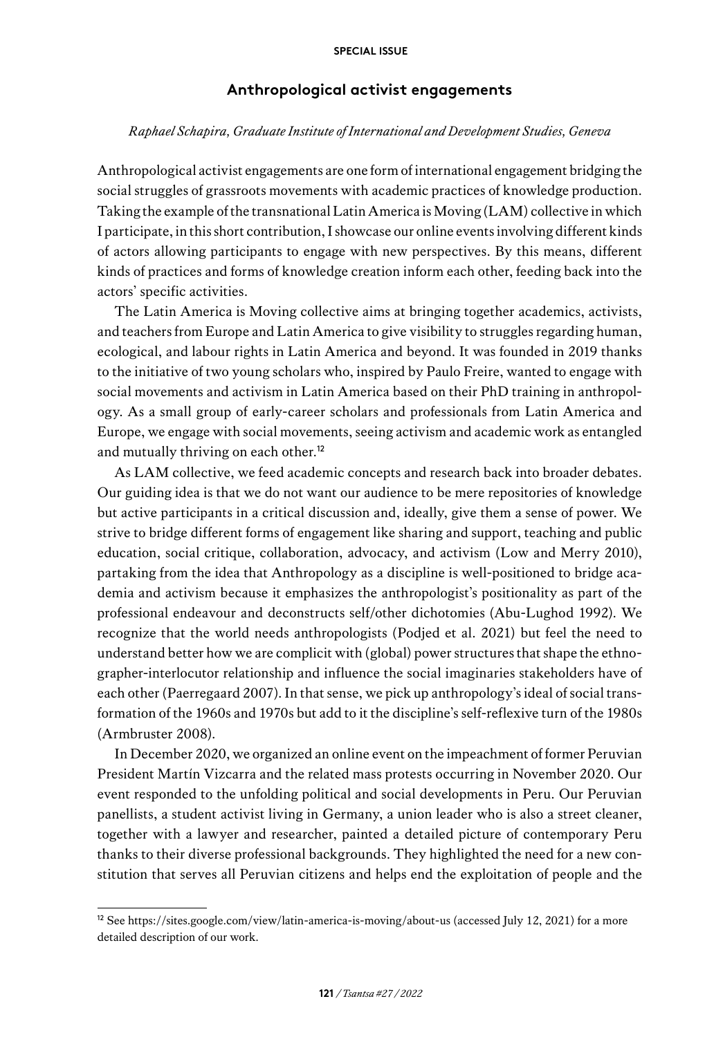SPECIAL ISSUE

## Anthropological activist engagements

*Raphael Schapira, Graduate Institute of International and Development Studies, Geneva*

Anthropological activist engagements are one form of international engagement bridging the social struggles of grassroots movements with academic practices of knowledge production. Taking the example of the transnational Latin America is Moving (LAM) collective in which I participate, in this short contribution, I showcase our online events involving different kinds of actors allowing participants to engage with new perspectives. By this means, different kinds of practices and forms of knowledge creation inform each other, feeding back into the actors' specific activities.

The Latin America is Moving collective aims at bringing together academics, activists, and teachers from Europe and Latin America to give visibility to struggles regarding human, ecological, and labour rights in Latin America and beyond. It was founded in 2019 thanks to the initiative of two young scholars who, inspired by Paulo Freire, wanted to engage with social movements and activism in Latin America based on their PhD training in anthropology. As a small group of early-career scholars and professionals from Latin America and Europe, we engage with social movements, seeing activism and academic work as entangled and mutually thriving on each other.[12]

As LAM collective, we feed academic concepts and research back into broader debates. Our guiding idea is that we do not want our audience to be mere repositories of knowledge but active participants in a critical discussion and, ideally, give them a sense of power. We strive to bridge different forms of engagement like sharing and support, teaching and public education, social critique, collaboration, advocacy, and activism (Low and Merry 2010), partaking from the idea that Anthropology as a discipline is well-positioned to bridge academia and activism because it emphasizes the anthropologist's positionality as part of the professional endeavour and deconstructs self/other dichotomies (Abu-Lughod 1992). We recognize that the world needs anthropologists (Podjed et al. 2021) but feel the need to understand better how we are complicit with (global) power structures that shape the ethnographer-interlocutor relationship and influence the social imaginaries stakeholders have of each other (Paerregaard 2007). In that sense, we pick up anthropology's ideal of social transformation of the 1960s and 1970s but add to it the discipline's self-reflexive turn of the 1980s (Armbruster 2008).

In December 2020, we organized an online event on the impeachment of former Peruvian President Martín Vizcarra and the related mass protests occurring in November 2020. Our event responded to the unfolding political and social developments in Peru. Our Peruvian panellists, a student activist living in Germany, a union leader who is also a street cleaner, together with a lawyer and researcher, painted a detailed picture of contemporary Peru thanks to their diverse professional backgrounds. They highlighted the need for a new constitution that serves all Peruvian citizens and helps end the exploitation of people and the

---

[12] See https://sites.google.com/view/latin-america-is-moving/about-us (accessed July 12, 2021) for a more detailed description of our work.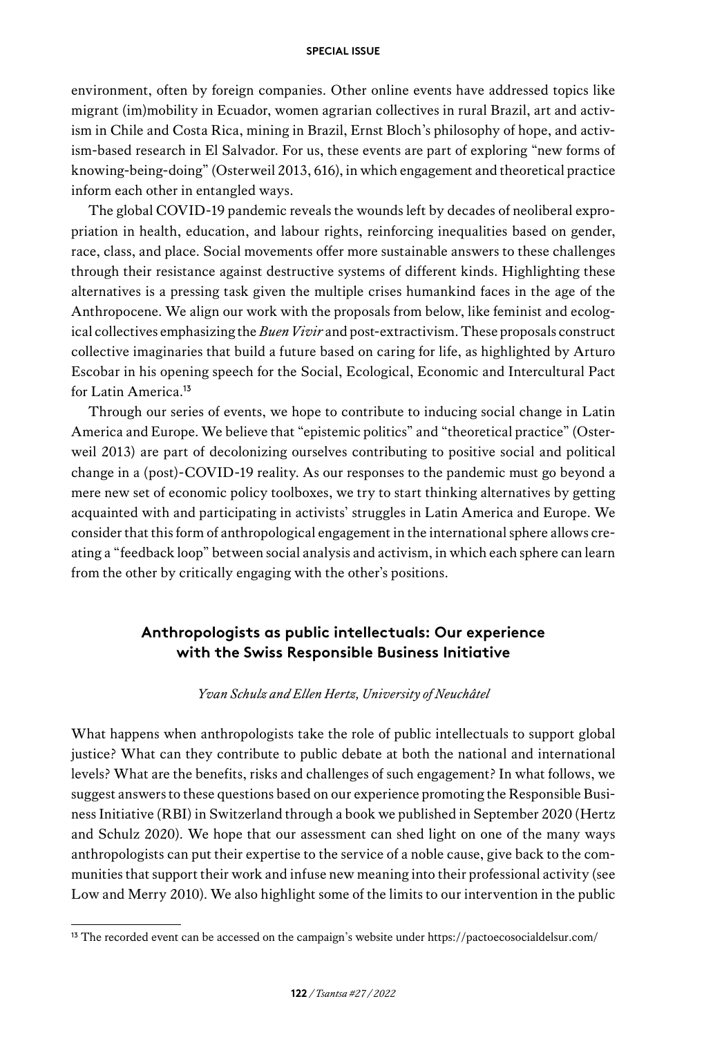environment, often by foreign companies. Other online events have addressed topics like migrant (im)mobility in Ecuador, women agrarian collectives in rural Brazil, art and activism in Chile and Costa Rica, mining in Brazil, Ernst Bloch's philosophy of hope, and activism-based research in El Salvador. For us, these events are part of exploring "new forms of knowing-being-doing" (Osterweil 2013, 616), in which engagement and theoretical practice inform each other in entangled ways.

The global COVID-19 pandemic reveals the wounds left by decades of neoliberal expropriation in health, education, and labour rights, reinforcing inequalities based on gender, race, class, and place. Social movements offer more sustainable answers to these challenges through their resistance against destructive systems of different kinds. Highlighting these alternatives is a pressing task given the multiple crises humankind faces in the age of the Anthropocene. We align our work with the proposals from below, like feminist and ecological collectives emphasizing the *Buen Vivir* and post-extractivism. These proposals construct collective imaginaries that build a future based on caring for life, as highlighted by Arturo Escobar in his opening speech for the Social, Ecological, Economic and Intercultural Pact for Latin America.[13]

Through our series of events, we hope to contribute to inducing social change in Latin America and Europe. We believe that "epistemic politics" and "theoretical practice" (Osterweil 2013) are part of decolonizing ourselves contributing to positive social and political change in a (post)-COVID-19 reality. As our responses to the pandemic must go beyond a mere new set of economic policy toolboxes, we try to start thinking alternatives by getting acquainted with and participating in activists' struggles in Latin America and Europe. We consider that this form of anthropological engagement in the international sphere allows creating a "feedback loop" between social analysis and activism, in which each sphere can learn from the other by critically engaging with the other's positions.

## Anthropologists as public intellectuals: Our experience with the Swiss Responsible Business Initiative

*Yvan Schulz and Ellen Hertz, University of Neuchâtel*

What happens when anthropologists take the role of public intellectuals to support global justice? What can they contribute to public debate at both the national and international levels? What are the benefits, risks and challenges of such engagement? In what follows, we suggest answers to these questions based on our experience promoting the Responsible Business Initiative (RBI) in Switzerland through a book we published in September 2020 (Hertz and Schulz 2020). We hope that our assessment can shed light on one of the many ways anthropologists can put their expertise to the service of a noble cause, give back to the communities that support their work and infuse new meaning into their professional activity (see Low and Merry 2010). We also highlight some of the limits to our intervention in the public

---

[13] The recorded event can be accessed on the campaign's website under https://pactoecosocialdelsur.com/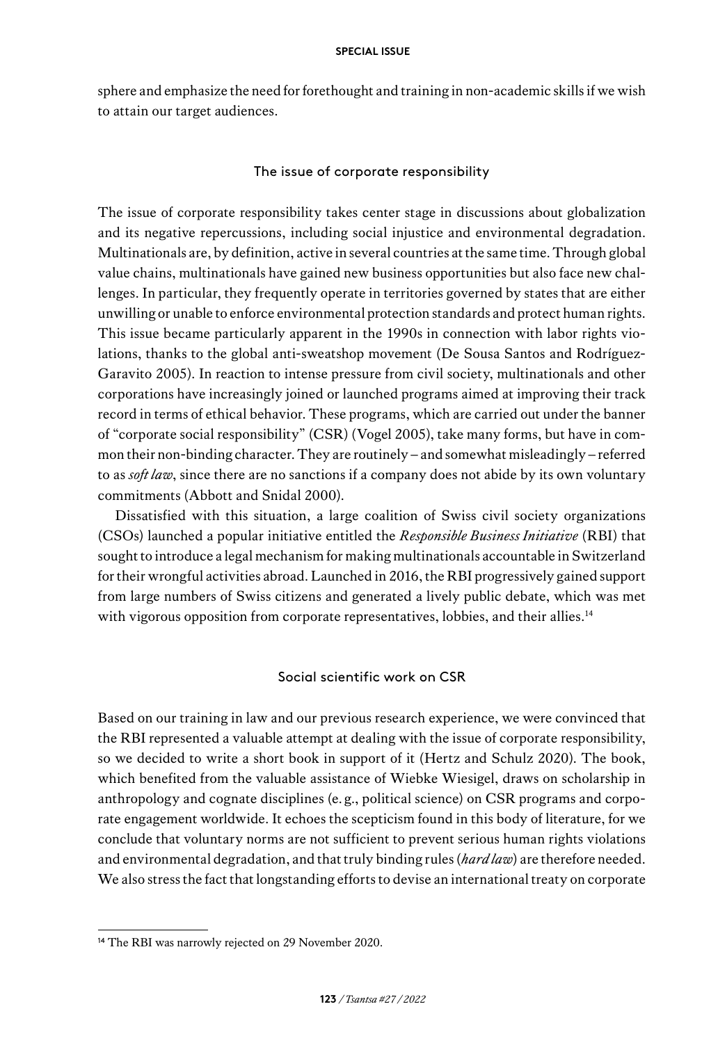sphere and emphasize the need for forethought and training in non-academic skills if we wish to attain our target audiences.

## The issue of corporate responsibility

The issue of corporate responsibility takes center stage in discussions about globalization and its negative repercussions, including social injustice and environmental degradation. Multinationals are, by definition, active in several countries at the same time. Through global value chains, multinationals have gained new business opportunities but also face new challenges. In particular, they frequently operate in territories governed by states that are either unwilling or unable to enforce environmental protection standards and protect human rights. This issue became particularly apparent in the 1990s in connection with labor rights violations, thanks to the global anti-sweatshop movement (De Sousa Santos and Rodríguez-Garavito 2005). In reaction to intense pressure from civil society, multinationals and other corporations have increasingly joined or launched programs aimed at improving their track record in terms of ethical behavior. These programs, which are carried out under the banner of "corporate social responsibility" (CSR) (Vogel 2005), take many forms, but have in common their non-binding character. They are routinely – and somewhat misleadingly – referred to as *soft law*, since there are no sanctions if a company does not abide by its own voluntary commitments (Abbott and Snidal 2000).

Dissatisfied with this situation, a large coalition of Swiss civil society organizations (CSOs) launched a popular initiative entitled the *Responsible Business Initiative* (RBI) that sought to introduce a legal mechanism for making multinationals accountable in Switzerland for their wrongful activities abroad. Launched in 2016, the RBI progressively gained support from large numbers of Swiss citizens and generated a lively public debate, which was met with vigorous opposition from corporate representatives, lobbies, and their allies.[14]

## Social scientific work on CSR

Based on our training in law and our previous research experience, we were convinced that the RBI represented a valuable attempt at dealing with the issue of corporate responsibility, so we decided to write a short book in support of it (Hertz and Schulz 2020). The book, which benefited from the valuable assistance of Wiebke Wiesigel, draws on scholarship in anthropology and cognate disciplines (e. g., political science) on CSR programs and corporate engagement worldwide. It echoes the scepticism found in this body of literature, for we conclude that voluntary norms are not sufficient to prevent serious human rights violations and environmental degradation, and that truly binding rules (*hard law*) are therefore needed. We also stress the fact that longstanding efforts to devise an international treaty on corporate

[14] The RBI was narrowly rejected on 29 November 2020.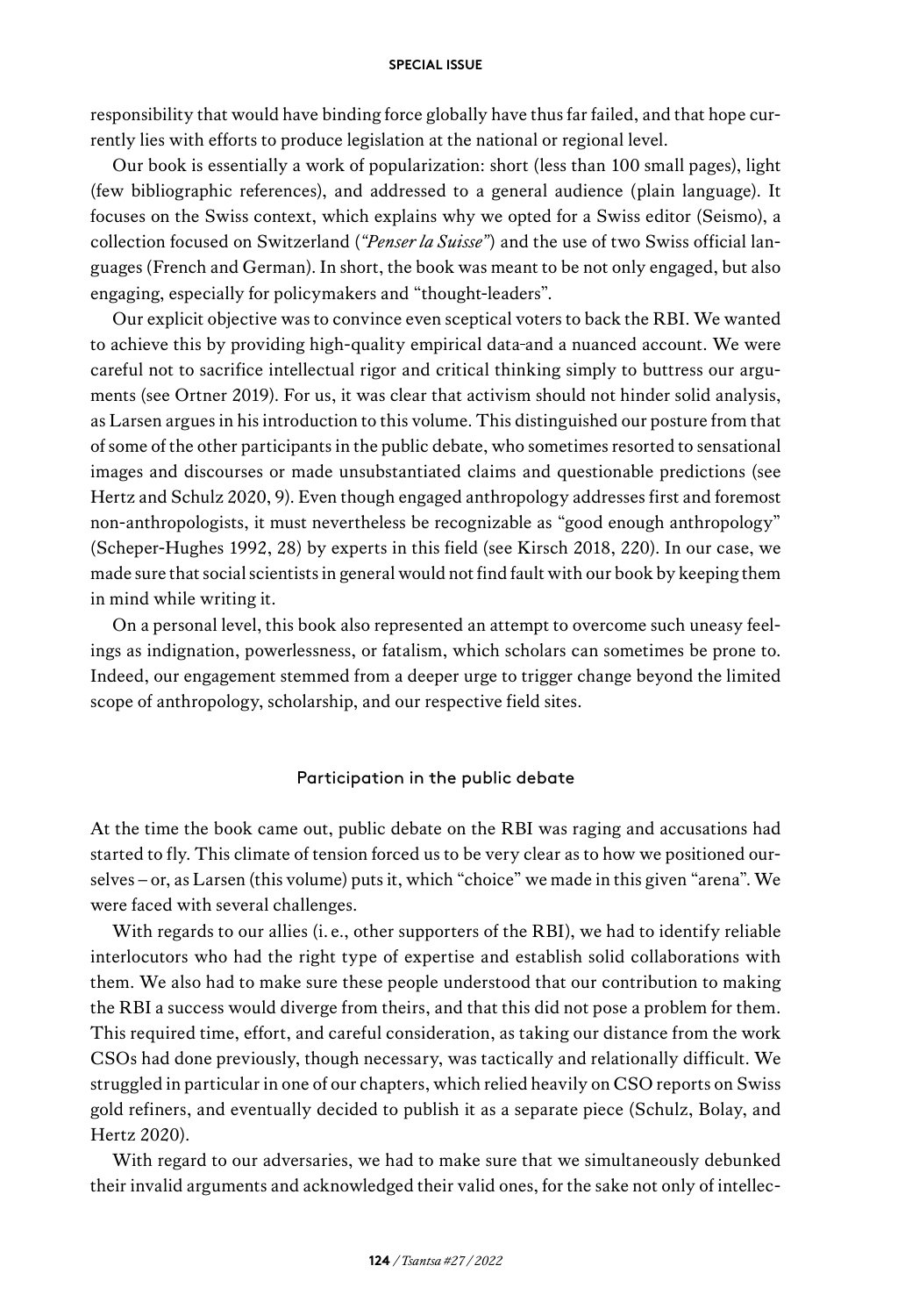responsibility that would have binding force globally have thus far failed, and that hope currently lies with efforts to produce legislation at the national or regional level.

Our book is essentially a work of popularization: short (less than 100 small pages), light (few bibliographic references), and addressed to a general audience (plain language). It focuses on the Swiss context, which explains why we opted for a Swiss editor (Seismo), a collection focused on Switzerland (*"Penser la Suisse"*) and the use of two Swiss official languages (French and German). In short, the book was meant to be not only engaged, but also engaging, especially for policymakers and "thought-leaders".

Our explicit objective was to convince even sceptical voters to back the RBI. We wanted to achieve this by providing high-quality empirical data and a nuanced account. We were careful not to sacrifice intellectual rigor and critical thinking simply to buttress our arguments (see Ortner 2019). For us, it was clear that activism should not hinder solid analysis, as Larsen argues in his introduction to this volume. This distinguished our posture from that of some of the other participants in the public debate, who sometimes resorted to sensational images and discourses or made unsubstantiated claims and questionable predictions (see Hertz and Schulz 2020, 9). Even though engaged anthropology addresses first and foremost non-anthropologists, it must nevertheless be recognizable as "good enough anthropology" (Scheper-Hughes 1992, 28) by experts in this field (see Kirsch 2018, 220). In our case, we made sure that social scientists in general would not find fault with our book by keeping them in mind while writing it.

On a personal level, this book also represented an attempt to overcome such uneasy feelings as indignation, powerlessness, or fatalism, which scholars can sometimes be prone to. Indeed, our engagement stemmed from a deeper urge to trigger change beyond the limited scope of anthropology, scholarship, and our respective field sites.

## Participation in the public debate

At the time the book came out, public debate on the RBI was raging and accusations had started to fly. This climate of tension forced us to be very clear as to how we positioned ourselves – or, as Larsen (this volume) puts it, which "choice" we made in this given "arena". We were faced with several challenges.

With regards to our allies (i. e., other supporters of the RBI), we had to identify reliable interlocutors who had the right type of expertise and establish solid collaborations with them. We also had to make sure these people understood that our contribution to making the RBI a success would diverge from theirs, and that this did not pose a problem for them. This required time, effort, and careful consideration, as taking our distance from the work CSOs had done previously, though necessary, was tactically and relationally difficult. We struggled in particular in one of our chapters, which relied heavily on CSO reports on Swiss gold refiners, and eventually decided to publish it as a separate piece (Schulz, Bolay, and Hertz 2020).

With regard to our adversaries, we had to make sure that we simultaneously debunked their invalid arguments and acknowledged their valid ones, for the sake not only of intellec-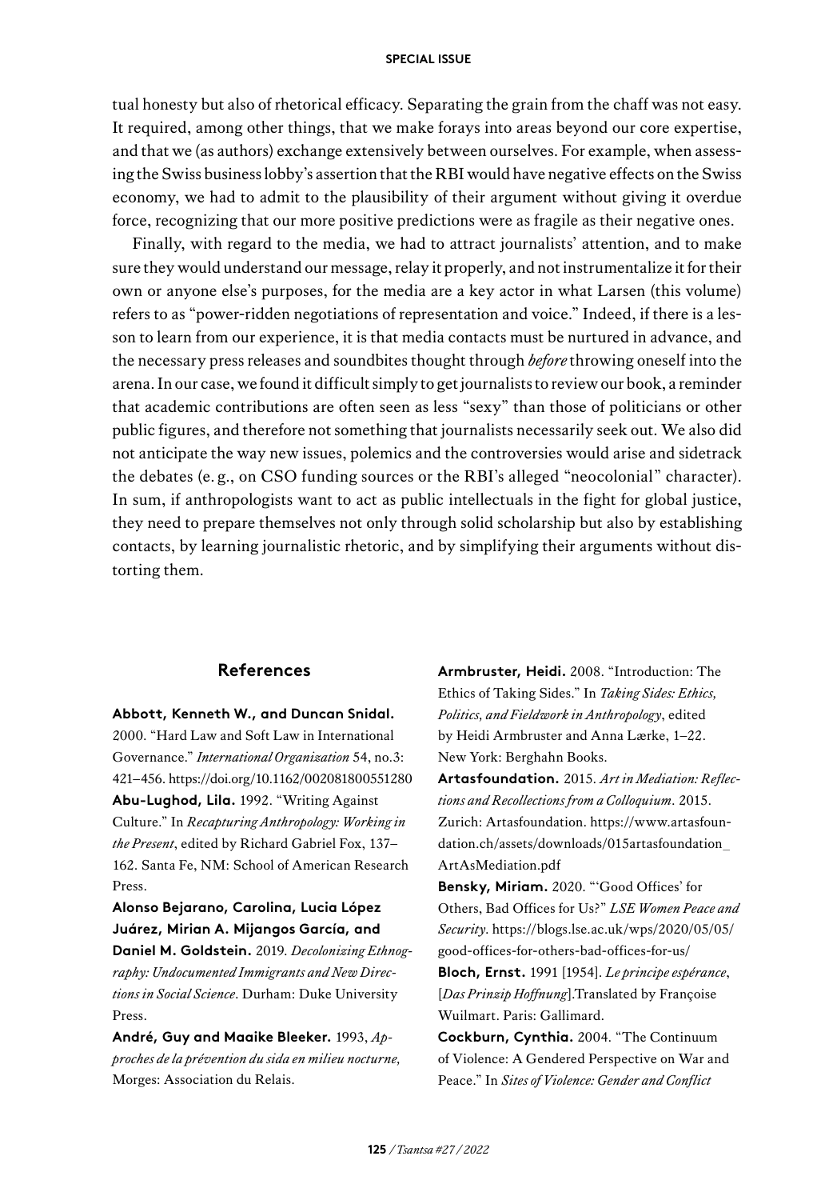tual honesty but also of rhetorical efficacy. Separating the grain from the chaff was not easy. It required, among other things, that we make forays into areas beyond our core expertise, and that we (as authors) exchange extensively between ourselves. For example, when assessing the Swiss business lobby's assertion that the RBI would have negative effects on the Swiss economy, we had to admit to the plausibility of their argument without giving it overdue force, recognizing that our more positive predictions were as fragile as their negative ones.

Finally, with regard to the media, we had to attract journalists' attention, and to make sure they would understand our message, relay it properly, and not instrumentalize it for their own or anyone else's purposes, for the media are a key actor in what Larsen (this volume) refers to as "power-ridden negotiations of representation and voice." Indeed, if there is a lesson to learn from our experience, it is that media contacts must be nurtured in advance, and the necessary press releases and soundbites thought through *before* throwing oneself into the arena. In our case, we found it difficult simply to get journalists to review our book, a reminder that academic contributions are often seen as less "sexy" than those of politicians or other public figures, and therefore not something that journalists necessarily seek out. We also did not anticipate the way new issues, polemics and the controversies would arise and sidetrack the debates (e. g., on CSO funding sources or the RBI's alleged "neocolonial" character). In sum, if anthropologists want to act as public intellectuals in the fight for global justice, they need to prepare themselves not only through solid scholarship but also by establishing contacts, by learning journalistic rhetoric, and by simplifying their arguments without distorting them.

## References

**Abbott, Kenneth W., and Duncan Snidal.** 2000. "Hard Law and Soft Law in International Governance." *International Organization* 54, no.3: 421–456. https://doi.org/10.1162/002081800551280

**Abu-Lughod, Lila.** 1992. "Writing Against Culture." In *Recapturing Anthropology: Working in the Present*, edited by Richard Gabriel Fox, 137–162. Santa Fe, NM: School of American Research Press.

**Alonso Bejarano, Carolina, Lucia López Juárez, Mirian A. Mijangos García, and Daniel M. Goldstein.** 2019. *Decolonizing Ethnography: Undocumented Immigrants and New Directions in Social Science*. Durham: Duke University Press.

**André, Guy and Maaike Bleeker.** 1993, *Approches de la prévention du sida en milieu nocturne*, Morges: Association du Relais.

**Armbruster, Heidi.** 2008. "Introduction: The Ethics of Taking Sides." In *Taking Sides: Ethics, Politics, and Fieldwork in Anthropology*, edited by Heidi Armbruster and Anna Lærke, 1–22. New York: Berghahn Books.

**Artasfoundation.** 2015. *Art in Mediation: Reflections and Recollections from a Colloquium*. 2015. Zurich: Artasfoundation. https://www.artasfoundation.ch/assets/downloads/015artasfoundation_ArtAsMediation.pdf

**Bensky, Miriam.** 2020. "'Good Offices' for Others, Bad Offices for Us?" *LSE Women Peace and Security*. https://blogs.lse.ac.uk/wps/2020/05/05/good-offices-for-others-bad-offices-for-us/

**Bloch, Ernst.** 1991 [1954]. *Le principe espérance*, [*Das Prinzip Hoffnung*].Translated by Françoise Wuilmart. Paris: Gallimard.

**Cockburn, Cynthia.** 2004. "The Continuum of Violence: A Gendered Perspective on War and Peace." In *Sites of Violence: Gender and Conflict*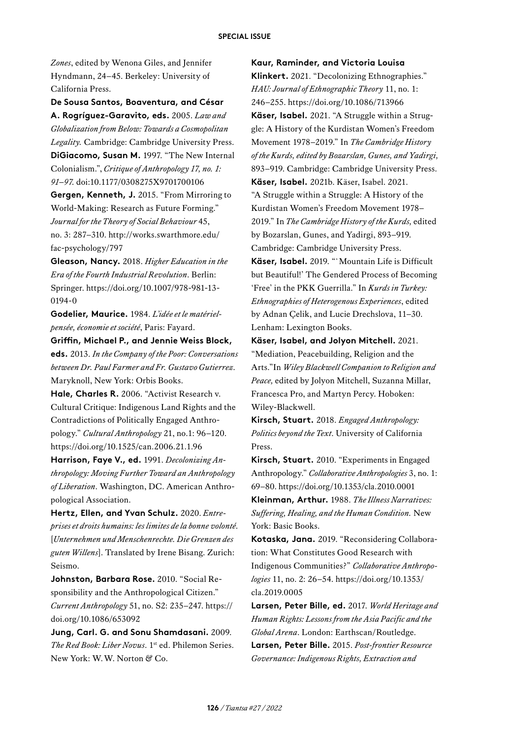*Zones*, edited by Wenona Giles, and Jennifer Hyndmann, 24–45. Berkeley: University of California Press.

**De Sousa Santos, Boaventura, and César A. Rogríguez-Garavito, eds.** 2005. *Law and Globalization from Below: Towards a Cosmopolitan Legality.* Cambridge: Cambridge University Press.

**DiGiacomo, Susan M.** 1997. "The New Internal Colonialism.", *Critique of Anthropology 17, no. 1: 91–97.* doi:10.1177/0308275X9701700106

**Gergen, Kenneth, J.** 2015. "From Mirroring to World-Making: Research as Future Forming." *Journal for the Theory of Social Behaviour* 45, no. 3: 287–310. http://works.swarthmore.edu/fac-psychology/797

**Gleason, Nancy.** 2018. *Higher Education in the Era of the Fourth Industrial Revolution*. Berlin: Springer. https://doi.org/10.1007/978-981-13-0194-0

**Godelier, Maurice.** 1984. *L'idée et le matériel-pensée, économie et société*, Paris: Fayard.

**Griffin, Michael P., and Jennie Weiss Block, eds.** 2013. *In the Company of the Poor: Conversations between Dr. Paul Farmer and Fr. Gustavo Gutierrez*. Maryknoll, New York: Orbis Books.

**Hale, Charles R.** 2006. "Activist Research v. Cultural Critique: Indigenous Land Rights and the Contradictions of Politically Engaged Anthropology." *Cultural Anthropology* 21, no.1: 96–120. https://doi.org/10.1525/can.2006.21.1.96

**Harrison, Faye V., ed.** 1991. *Decolonizing Anthropology: Moving Further Toward an Anthropology of Liberation*. Washington, DC. American Anthropological Association.

**Hertz, Ellen, and Yvan Schulz.** 2020. *Entreprises et droits humains: les limites de la bonne volonté*. [*Unternehmen und Menschenrechte. Die Grenzen des guten Willens*]. Translated by Irene Bisang. Zurich: Seismo.

**Johnston, Barbara Rose.** 2010. "Social Responsibility and the Anthropological Citizen." *Current Anthropology* 51, no. S2: 235–247. https://doi.org/10.1086/653092

**Jung, Carl. G. and Sonu Shamdasani.** 2009. *The Red Book: Liber Novus*. 1st ed. Philemon Series. New York: W.W. Norton & Co.

**Kaur, Raminder, and Victoria Louisa Klinkert.** 2021. "Decolonizing Ethnographies." *HAU: Journal of Ethnographic Theory* 11, no. 1: 246–255. https://doi.org/10.1086/713966

**Käser, Isabel.** 2021. "A Struggle within a Struggle: A History of the Kurdistan Women's Freedom Movement 1978–2019." In *The Cambridge History of the Kurds, edited by Bozarslan, Gunes, and Yadirgi*, 893–919. Cambridge: Cambridge University Press.

**Käser, Isabel.** 2021b. Käser, Isabel. 2021. "A Struggle within a Struggle: A History of the Kurdistan Women's Freedom Movement 1978–2019." In *The Cambridge History of the Kurds,* edited by Bozarslan, Gunes, and Yadirgi, 893–919. Cambridge: Cambridge University Press.

**Käser, Isabel.** 2019. "'Mountain Life is Difficult but Beautiful!' The Gendered Process of Becoming 'Free' in the PKK Guerrilla." In *Kurds in Turkey: Ethnographies of Heterogenous Experiences*, edited by Adnan Çelik, and Lucie Drechslova, 11–30. Lenham: Lexington Books.

**Käser, Isabel, and Jolyon Mitchell.** 2021. "Mediation, Peacebuilding, Religion and the Arts."In *Wiley Blackwell Companion to Religion and Peace,* edited by Jolyon Mitchell, Suzanna Millar, Francesca Pro, and Martyn Percy. Hoboken: Wiley-Blackwell.

**Kirsch, Stuart.** 2018. *Engaged Anthropology: Politics beyond the Text*. University of California Press.

**Kirsch, Stuart.** 2010. "Experiments in Engaged Anthropology." *Collaborative Anthropologies* 3, no. 1: 69–80. https://doi.org/10.1353/cla.2010.0001

**Kleinman, Arthur.** 1988. *The Illness Narratives: Suffering, Healing, and the Human Condition.* New York: Basic Books.

**Kotaska, Jana.** 2019. "Reconsidering Collaboration: What Constitutes Good Research with Indigenous Communities?" *Collaborative Anthropologies* 11, no. 2: 26–54. https://doi.org/10.1353/cla.2019.0005

**Larsen, Peter Bille, ed.** 2017. *World Heritage and Human Rights: Lessons from the Asia Pacific and the Global Arena*. London: Earthscan/Routledge.

**Larsen, Peter Bille.** 2015. *Post-frontier Resource Governance: Indigenous Rights, Extraction and*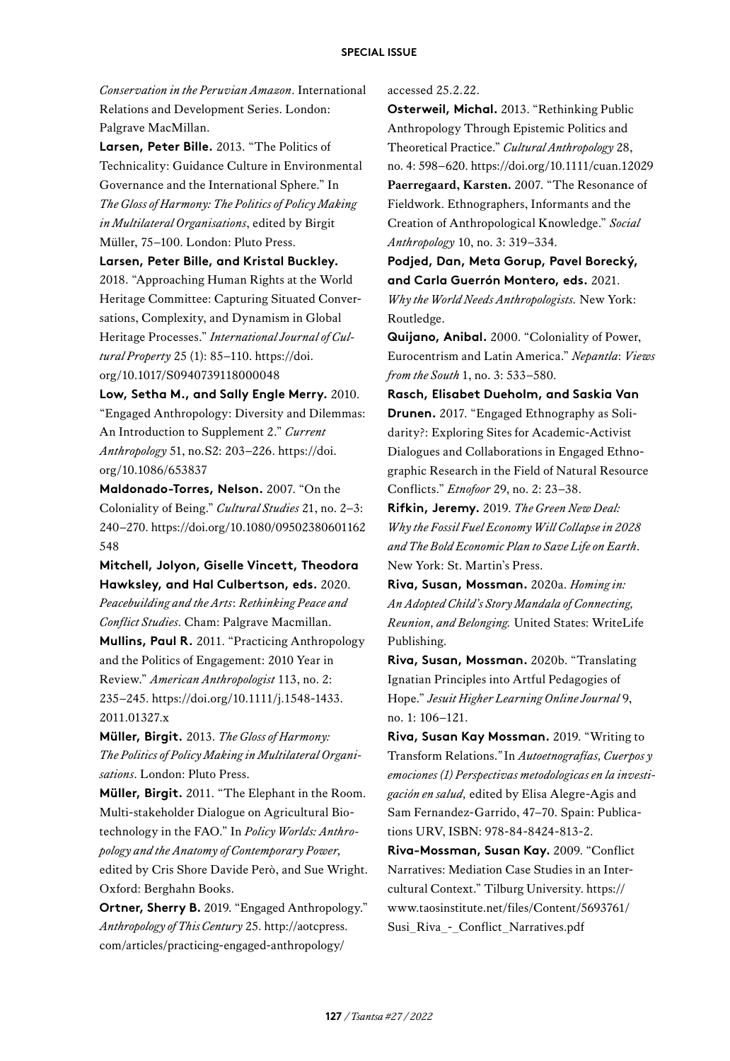*Conservation in the Peruvian Amazon*. International Relations and Development Series. London: Palgrave MacMillan.

**Larsen, Peter Bille.** 2013. "The Politics of Technicality: Guidance Culture in Environmental Governance and the International Sphere." In *The Gloss of Harmony: The Politics of Policy Making in Multilateral Organisations*, edited by Birgit Müller, 75–100. London: Pluto Press.

**Larsen, Peter Bille, and Kristal Buckley.** 2018. "Approaching Human Rights at the World Heritage Committee: Capturing Situated Conversations, Complexity, and Dynamism in Global Heritage Processes." *International Journal of Cultural Property* 25 (1): 85–110. https://doi.org/10.1017/S0940739118000048

**Low, Setha M., and Sally Engle Merry.** 2010. "Engaged Anthropology: Diversity and Dilemmas: An Introduction to Supplement 2." *Current Anthropology* 51, no.S2: 203–226. https://doi.org/10.1086/653837

**Maldonado-Torres, Nelson.** 2007. "On the Coloniality of Being." *Cultural Studies* 21, no. 2–3: 240–270. https://doi.org/10.1080/09502380601162548

**Mitchell, Jolyon, Giselle Vincett, Theodora Hawksley, and Hal Culbertson, eds.** 2020. *Peacebuilding and the Arts*: *Rethinking Peace and Conflict Studies*. Cham: Palgrave Macmillan.

**Mullins, Paul R.** 2011. "Practicing Anthropology and the Politics of Engagement: 2010 Year in Review." *American Anthropologist* 113, no. 2: 235–245. https://doi.org/10.1111/j.1548-1433.2011.01327.x

**Müller, Birgit.** 2013. *The Gloss of Harmony: The Politics of Policy Making in Multilateral Organisations*. London: Pluto Press.

**Müller, Birgit.** 2011. "The Elephant in the Room. Multi-stakeholder Dialogue on Agricultural Biotechnology in the FAO." In *Policy Worlds: Anthropology and the Anatomy of Contemporary Power,* edited by Cris Shore Davide Però, and Sue Wright. Oxford: Berghahn Books.

**Ortner, Sherry B.** 2019. "Engaged Anthropology." *Anthropology of This Century* 25. http://aotcpress.com/articles/practicing-engaged-anthropology/ accessed 25.2.22.

**Osterweil, Michal.** 2013. "Rethinking Public Anthropology Through Epistemic Politics and Theoretical Practice." *Cultural Anthropology* 28, no. 4: 598–620. https://doi.org/10.1111/cuan.12029

**Paerregaard, Karsten.** 2007. "The Resonance of Fieldwork. Ethnographers, Informants and the Creation of Anthropological Knowledge." *Social Anthropology* 10, no. 3: 319–334.

**Podjed, Dan, Meta Gorup, Pavel Borecký, and Carla Guerrón Montero, eds.** 2021. *Why the World Needs Anthropologists.* New York: Routledge.

**Quijano, Anibal.** 2000. "Coloniality of Power, Eurocentrism and Latin America." *Nepantla*: *Views from the South* 1, no. 3: 533–580.

**Rasch, Elisabet Dueholm, and Saskia Van Drunen.** 2017. "Engaged Ethnography as Solidarity?: Exploring Sites for Academic-Activist Dialogues and Collaborations in Engaged Ethnographic Research in the Field of Natural Resource Conflicts." *Etnofoor* 29, no. 2: 23–38.

**Rifkin, Jeremy.** 2019. *The Green New Deal: Why the Fossil Fuel Economy Will Collapse in 2028 and The Bold Economic Plan to Save Life on Earth*. New York: St. Martin's Press.

**Riva, Susan, Mossman.** 2020a. *Homing in: An Adopted Child's Story Mandala of Connecting, Reunion, and Belonging.* United States: WriteLife Publishing.

**Riva, Susan, Mossman.** 2020b. "Translating Ignatian Principles into Artful Pedagogies of Hope." *Jesuit Higher Learning Online Journal* 9, no. 1: 106–121.

**Riva, Susan Kay Mossman.** 2019. "Writing to Transform Relations." In *Autoetnografías, Cuerpos y emociones (1) Perspectivas metodologicas en la investigación en salud,* edited by Elisa Alegre-Agis and Sam Fernandez-Garrido, 47–70. Spain: Publications URV, ISBN: 978-84-8424-813-2.

**Riva-Mossman, Susan Kay.** 2009. "Conflict Narratives: Mediation Case Studies in an Intercultural Context." Tilburg University. https://www.taosinstitute.net/files/Content/5693761/Susi_Riva_-_Conflict_Narratives.pdf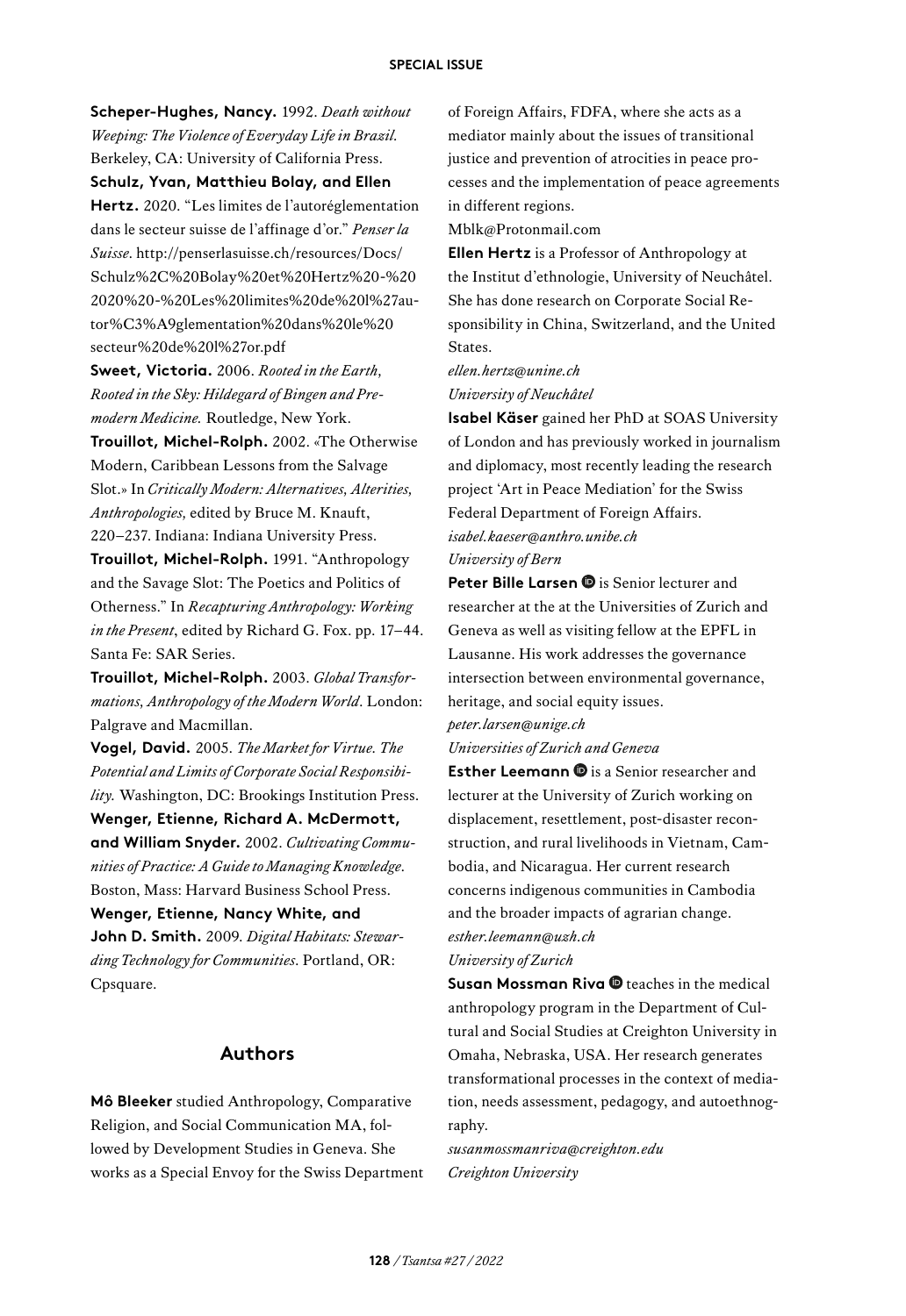**Scheper-Hughes, Nancy.** 1992. *Death without Weeping: The Violence of Everyday Life in Brazil.* Berkeley, CA: University of California Press.

**Schulz, Yvan, Matthieu Bolay, and Ellen Hertz.** 2020. "Les limites de l'autoréglementation dans le secteur suisse de l'affinage d'or." *Penser la Suisse.* http://penserlasuisse.ch/resources/Docs/Schulz%2C%20Bolay%20et%20Hertz%20-%202020%20-%20Les%20limites%20de%20l%27autor%C3%A9glementation%20dans%20le%20secteur%20de%20l%27or.pdf

**Sweet, Victoria.** 2006. *Rooted in the Earth, Rooted in the Sky: Hildegard of Bingen and Pre-modern Medicine.* Routledge, New York.

**Trouillot, Michel-Rolph.** 2002. «The Otherwise Modern, Caribbean Lessons from the Salvage Slot.» In *Critically Modern: Alternatives, Alterities, Anthropologies,* edited by Bruce M. Knauft, 220–237. Indiana: Indiana University Press.

**Trouillot, Michel-Rolph.** 1991. "Anthropology and the Savage Slot: The Poetics and Politics of Otherness." In *Recapturing Anthropology: Working in the Present*, edited by Richard G. Fox. pp. 17–44. Santa Fe: SAR Series.

**Trouillot, Michel-Rolph.** 2003. *Global Transformations, Anthropology of the Modern World*. London: Palgrave and Macmillan.

**Vogel, David.** 2005. *The Market for Virtue. The Potential and Limits of Corporate Social Responsibility.* Washington, DC: Brookings Institution Press.

**Wenger, Etienne, Richard A. McDermott, and William Snyder.** 2002. *Cultivating Communities of Practice: A Guide to Managing Knowledge*. Boston, Mass: Harvard Business School Press.

**Wenger, Etienne, Nancy White, and John D. Smith.** 2009. *Digital Habitats: Stewarding Technology for Communities*. Portland, OR: Cpsquare.

## Authors

**Mô Bleeker** studied Anthropology, Comparative Religion, and Social Communication MA, followed by Development Studies in Geneva. She works as a Special Envoy for the Swiss Department of Foreign Affairs, FDFA, where she acts as a mediator mainly about the issues of transitional justice and prevention of atrocities in peace processes and the implementation of peace agreements in different regions.
Mblk@Protonmail.com

**Ellen Hertz** is a Professor of Anthropology at the Institut d'ethnologie, University of Neuchâtel. She has done research on Corporate Social Responsibility in China, Switzerland, and the United States.
*ellen.hertz@unine.ch*
*University of Neuchâtel*

**Isabel Käser** gained her PhD at SOAS University of London and has previously worked in journalism and diplomacy, most recently leading the research project 'Art in Peace Mediation' for the Swiss Federal Department of Foreign Affairs.
*isabel.kaeser@anthro.unibe.ch*
*University of Bern*

**Peter Bille Larsen** is Senior lecturer and researcher at the at the Universities of Zurich and Geneva as well as visiting fellow at the EPFL in Lausanne. His work addresses the governance intersection between environmental governance, heritage, and social equity issues.
*peter.larsen@unige.ch*
*Universities of Zurich and Geneva*

**Esther Leemann** is a Senior researcher and lecturer at the University of Zurich working on displacement, resettlement, post-disaster reconstruction, and rural livelihoods in Vietnam, Cambodia, and Nicaragua. Her current research concerns indigenous communities in Cambodia and the broader impacts of agrarian change.
*esther.leemann@uzh.ch*
*University of Zurich*

**Susan Mossman Riva** teaches in the medical anthropology program in the Department of Cultural and Social Studies at Creighton University in Omaha, Nebraska, USA. Her research generates transformational processes in the context of mediation, needs assessment, pedagogy, and autoethnography.
*susanmossmanriva@creighton.edu*
*Creighton University*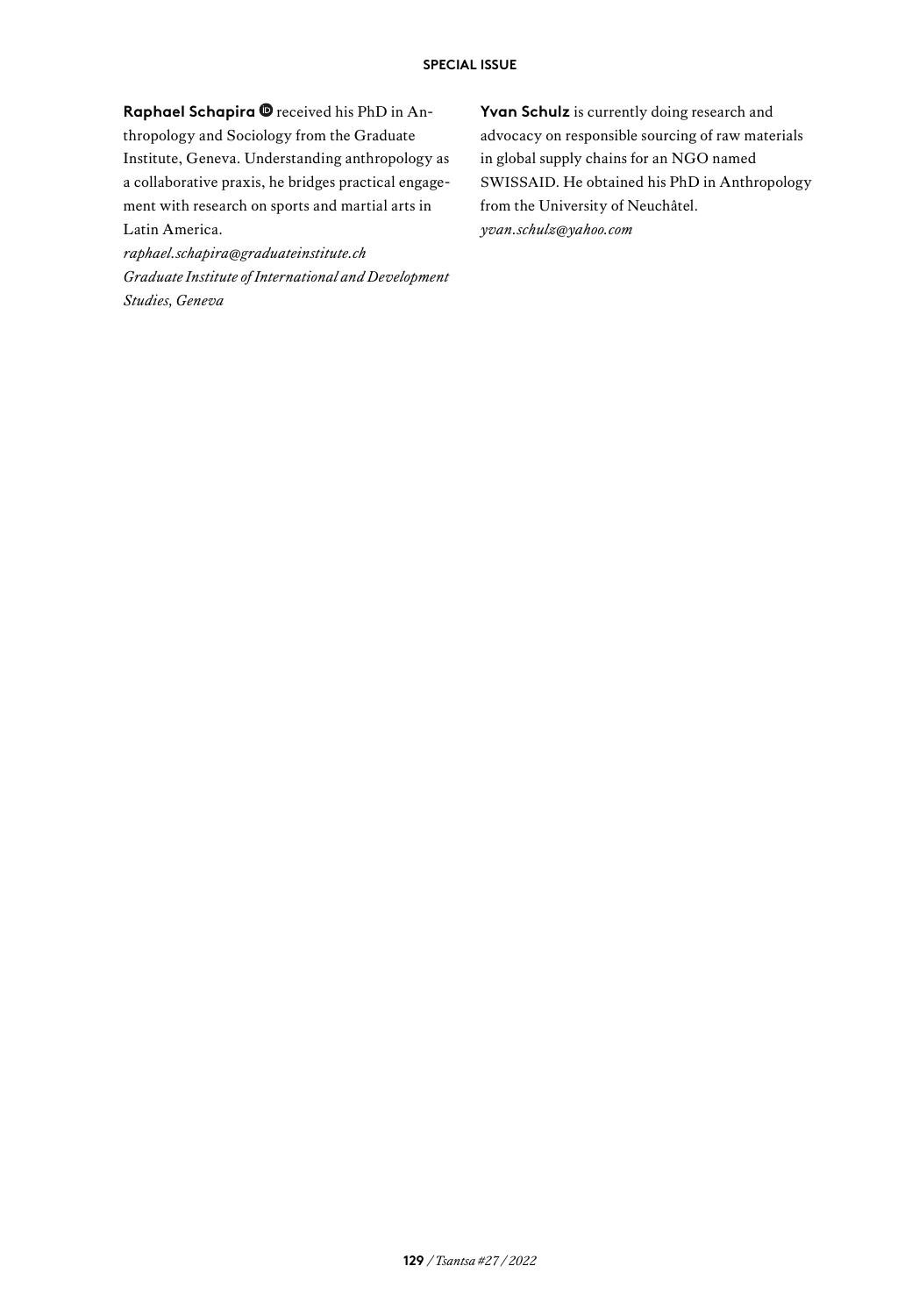**Raphael Schapira** received his PhD in Anthropology and Sociology from the Graduate Institute, Geneva. Understanding anthropology as a collaborative praxis, he bridges practical engagement with research on sports and martial arts in Latin America.
*raphael.schapira@graduateinstitute.ch*
*Graduate Institute of International and Development Studies, Geneva*

**Yvan Schulz** is currently doing research and advocacy on responsible sourcing of raw materials in global supply chains for an NGO named SWISSAID. He obtained his PhD in Anthropology from the University of Neuchâtel.
*yvan.schulz@yahoo.com*